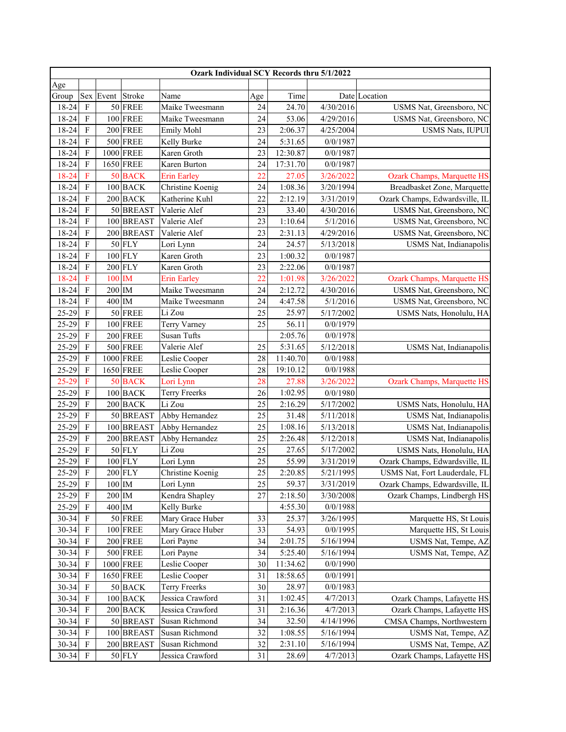| Ozark Individual SCY Records thru 5/1/2022 | | | | | | | | |
|---|---|---|---|---|---|---|---|---|
| Age Group | Sex | Event | Stroke | Name | Age | Time | Date | Location |
| 18-24 | F | 50 | FREE | Maike Tweesmann | 24 | 24.70 | 4/30/2016 | USMS Nat, Greensboro, NC |
| 18-24 | F | 100 | FREE | Maike Tweesmann | 24 | 53.06 | 4/29/2016 | USMS Nat, Greensboro, NC |
| 18-24 | F | 200 | FREE | Emily Mohl | 23 | 2:06.37 | 4/25/2004 | USMS Nats, IUPUI |
| 18-24 | F | 500 | FREE | Kelly Burke | 24 | 5:31.65 | 0/0/1987 | |
| 18-24 | F | 1000 | FREE | Karen Groth | 23 | 12:30.87 | 0/0/1987 | |
| 18-24 | F | 1650 | FREE | Karen Burton | 24 | 17:31.70 | 0/0/1987 | |
| 18-24 | F | 50 | BACK | Erin Earley | 22 | 27.05 | 3/26/2022 | Ozark Champs, Marquette HS |
| 18-24 | F | 100 | BACK | Christine Koenig | 24 | 1:08.36 | 3/20/1994 | Breadbasket Zone, Marquette |
| 18-24 | F | 200 | BACK | Katherine Kuhl | 22 | 2:12.19 | 3/31/2019 | Ozark Champs, Edwardsville, IL |
| 18-24 | F | 50 | BREAST | Valerie Alef | 23 | 33.40 | 4/30/2016 | USMS Nat, Greensboro, NC |
| 18-24 | F | 100 | BREAST | Valerie Alef | 23 | 1:10.64 | 5/1/2016 | USMS Nat, Greensboro, NC |
| 18-24 | F | 200 | BREAST | Valerie Alef | 23 | 2:31.13 | 4/29/2016 | USMS Nat, Greensboro, NC |
| 18-24 | F | 50 | FLY | Lori Lynn | 24 | 24.57 | 5/13/2018 | USMS Nat, Indianapolis |
| 18-24 | F | 100 | FLY | Karen Groth | 23 | 1:00.32 | 0/0/1987 | |
| 18-24 | F | 200 | FLY | Karen Groth | 23 | 2:22.06 | 0/0/1987 | |
| 18-24 | F | 100 | IM | Erin Earley | 22 | 1:01.98 | 3/26/2022 | Ozark Champs, Marquette HS |
| 18-24 | F | 200 | IM | Maike Tweesmann | 24 | 2:12.72 | 4/30/2016 | USMS Nat, Greensboro, NC |
| 18-24 | F | 400 | IM | Maike Tweesmann | 24 | 4:47.58 | 5/1/2016 | USMS Nat, Greensboro, NC |
| 25-29 | F | 50 | FREE | Li Zou | 25 | 25.97 | 5/17/2002 | USMS Nats, Honolulu, HA |
| 25-29 | F | 100 | FREE | Terry Varney | 25 | 56.11 | 0/0/1979 | |
| 25-29 | F | 200 | FREE | Susan Tufts | | 2:05.76 | 0/0/1978 | |
| 25-29 | F | 500 | FREE | Valerie Alef | 25 | 5:31.65 | 5/12/2018 | USMS Nat, Indianapolis |
| 25-29 | F | 1000 | FREE | Leslie Cooper | 28 | 11:40.70 | 0/0/1988 | |
| 25-29 | F | 1650 | FREE | Leslie Cooper | 28 | 19:10.12 | 0/0/1988 | |
| 25-29 | F | 50 | BACK | Lori Lynn | 28 | 27.88 | 3/26/2022 | Ozark Champs, Marquette HS |
| 25-29 | F | 100 | BACK | Terry Freerks | 26 | 1:02.95 | 0/0/1980 | |
| 25-29 | F | 200 | BACK | Li Zou | 25 | 2:16.29 | 5/17/2002 | USMS Nats, Honolulu, HA |
| 25-29 | F | 50 | BREAST | Abby Hernandez | 25 | 31.48 | 5/11/2018 | USMS Nat, Indianapolis |
| 25-29 | F | 100 | BREAST | Abby Hernandez | 25 | 1:08.16 | 5/13/2018 | USMS Nat, Indianapolis |
| 25-29 | F | 200 | BREAST | Abby Hernandez | 25 | 2:26.48 | 5/12/2018 | USMS Nat, Indianapolis |
| 25-29 | F | 50 | FLY | Li Zou | 25 | 27.65 | 5/17/2002 | USMS Nats, Honolulu, HA |
| 25-29 | F | 100 | FLY | Lori Lynn | 25 | 55.99 | 3/31/2019 | Ozark Champs, Edwardsville, IL |
| 25-29 | F | 200 | FLY | Christine Koenig | 25 | 2:20.85 | 5/21/1995 | USMS Nat, Fort Lauderdale, FL |
| 25-29 | F | 100 | IM | Lori Lynn | 25 | 59.37 | 3/31/2019 | Ozark Champs, Edwardsville, IL |
| 25-29 | F | 200 | IM | Kendra Shapley | 27 | 2:18.50 | 3/30/2008 | Ozark Champs, Lindbergh HS |
| 25-29 | F | 400 | IM | Kelly Burke | | 4:55.30 | 0/0/1988 | |
| 30-34 | F | 50 | FREE | Mary Grace Huber | 33 | 25.37 | 3/26/1995 | Marquette HS, St Louis |
| 30-34 | F | 100 | FREE | Mary Grace Huber | 33 | 54.93 | 0/0/1995 | Marquette HS, St Louis |
| 30-34 | F | 200 | FREE | Lori Payne | 34 | 2:01.75 | 5/16/1994 | USMS Nat, Tempe, AZ |
| 30-34 | F | 500 | FREE | Lori Payne | 34 | 5:25.40 | 5/16/1994 | USMS Nat, Tempe, AZ |
| 30-34 | F | 1000 | FREE | Leslie Cooper | 30 | 11:34.62 | 0/0/1990 | |
| 30-34 | F | 1650 | FREE | Leslie Cooper | 31 | 18:58.65 | 0/0/1991 | |
| 30-34 | F | 50 | BACK | Terry Freerks | 30 | 28.97 | 0/0/1983 | |
| 30-34 | F | 100 | BACK | Jessica Crawford | 31 | 1:02.45 | 4/7/2013 | Ozark Champs, Lafayette HS |
| 30-34 | F | 200 | BACK | Jessica Crawford | 31 | 2:16.36 | 4/7/2013 | Ozark Champs, Lafayette HS |
| 30-34 | F | 50 | BREAST | Susan Richmond | 34 | 32.50 | 4/14/1996 | CMSA Champs, Northwestern |
| 30-34 | F | 100 | BREAST | Susan Richmond | 32 | 1:08.55 | 5/16/1994 | USMS Nat, Tempe, AZ |
| 30-34 | F | 200 | BREAST | Susan Richmond | 32 | 2:31.10 | 5/16/1994 | USMS Nat, Tempe, AZ |
| 30-34 | F | 50 | FLY | Jessica Crawford | 31 | 28.69 | 4/7/2013 | Ozark Champs, Lafayette HS |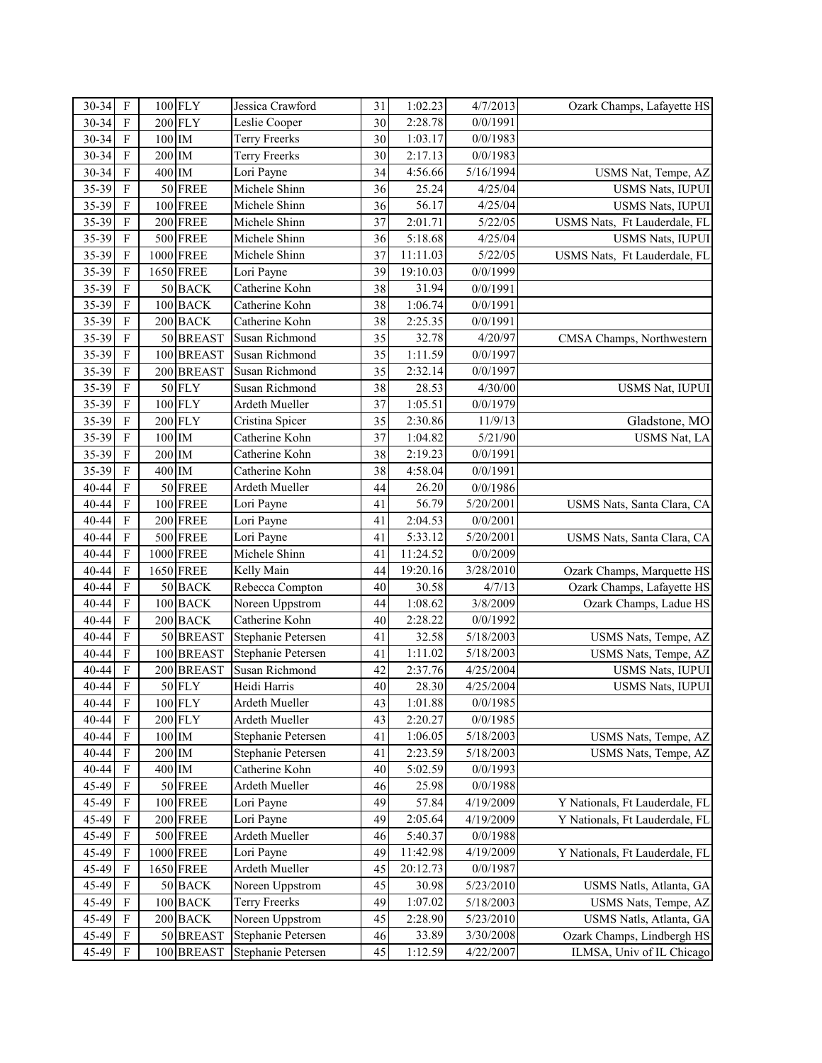| | | | | | | | | |
|---|---|---|---|---|---|---|---|---|
| 30-34 | F | 100 | FLY | Jessica Crawford | 31 | 1:02.23 | 4/7/2013 | Ozark Champs, Lafayette HS |
| 30-34 | F | 200 | FLY | Leslie Cooper | 30 | 2:28.78 | 0/0/1991 | |
| 30-34 | F | 100 | IM | Terry Freerks | 30 | 1:03.17 | 0/0/1983 | |
| 30-34 | F | 200 | IM | Terry Freerks | 30 | 2:17.13 | 0/0/1983 | |
| 30-34 | F | 400 | IM | Lori Payne | 34 | 4:56.66 | 5/16/1994 | USMS Nat, Tempe, AZ |
| 35-39 | F | 50 | FREE | Michele Shinn | 36 | 25.24 | 4/25/04 | USMS Nats, IUPUI |
| 35-39 | F | 100 | FREE | Michele Shinn | 36 | 56.17 | 4/25/04 | USMS Nats, IUPUI |
| 35-39 | F | 200 | FREE | Michele Shinn | 37 | 2:01.71 | 5/22/05 | USMS Nats, Ft Lauderdale, FL |
| 35-39 | F | 500 | FREE | Michele Shinn | 36 | 5:18.68 | 4/25/04 | USMS Nats, IUPUI |
| 35-39 | F | 1000 | FREE | Michele Shinn | 37 | 11:11.03 | 5/22/05 | USMS Nats, Ft Lauderdale, FL |
| 35-39 | F | 1650 | FREE | Lori Payne | 39 | 19:10.03 | 0/0/1999 | |
| 35-39 | F | 50 | BACK | Catherine Kohn | 38 | 31.94 | 0/0/1991 | |
| 35-39 | F | 100 | BACK | Catherine Kohn | 38 | 1:06.74 | 0/0/1991 | |
| 35-39 | F | 200 | BACK | Catherine Kohn | 38 | 2:25.35 | 0/0/1991 | |
| 35-39 | F | 50 | BREAST | Susan Richmond | 35 | 32.78 | 4/20/97 | CMSA Champs, Northwestern |
| 35-39 | F | 100 | BREAST | Susan Richmond | 35 | 1:11.59 | 0/0/1997 | |
| 35-39 | F | 200 | BREAST | Susan Richmond | 35 | 2:32.14 | 0/0/1997 | |
| 35-39 | F | 50 | FLY | Susan Richmond | 38 | 28.53 | 4/30/00 | USMS Nat, IUPUI |
| 35-39 | F | 100 | FLY | Ardeth Mueller | 37 | 1:05.51 | 0/0/1979 | |
| 35-39 | F | 200 | FLY | Cristina Spicer | 35 | 2:30.86 | 11/9/13 | Gladstone, MO |
| 35-39 | F | 100 | IM | Catherine Kohn | 37 | 1:04.82 | 5/21/90 | USMS Nat, LA |
| 35-39 | F | 200 | IM | Catherine Kohn | 38 | 2:19.23 | 0/0/1991 | |
| 35-39 | F | 400 | IM | Catherine Kohn | 38 | 4:58.04 | 0/0/1991 | |
| 40-44 | F | 50 | FREE | Ardeth Mueller | 44 | 26.20 | 0/0/1986 | |
| 40-44 | F | 100 | FREE | Lori Payne | 41 | 56.79 | 5/20/2001 | USMS Nats, Santa Clara, CA |
| 40-44 | F | 200 | FREE | Lori Payne | 41 | 2:04.53 | 0/0/2001 | |
| 40-44 | F | 500 | FREE | Lori Payne | 41 | 5:33.12 | 5/20/2001 | USMS Nats, Santa Clara, CA |
| 40-44 | F | 1000 | FREE | Michele Shinn | 41 | 11:24.52 | 0/0/2009 | |
| 40-44 | F | 1650 | FREE | Kelly Main | 44 | 19:20.16 | 3/28/2010 | Ozark Champs, Marquette HS |
| 40-44 | F | 50 | BACK | Rebecca Compton | 40 | 30.58 | 4/7/13 | Ozark Champs, Lafayette HS |
| 40-44 | F | 100 | BACK | Noreen Uppstrom | 44 | 1:08.62 | 3/8/2009 | Ozark Champs, Ladue HS |
| 40-44 | F | 200 | BACK | Catherine Kohn | 40 | 2:28.22 | 0/0/1992 | |
| 40-44 | F | 50 | BREAST | Stephanie Petersen | 41 | 32.58 | 5/18/2003 | USMS Nats, Tempe, AZ |
| 40-44 | F | 100 | BREAST | Stephanie Petersen | 41 | 1:11.02 | 5/18/2003 | USMS Nats, Tempe, AZ |
| 40-44 | F | 200 | BREAST | Susan Richmond | 42 | 2:37.76 | 4/25/2004 | USMS Nats, IUPUI |
| 40-44 | F | 50 | FLY | Heidi Harris | 40 | 28.30 | 4/25/2004 | USMS Nats, IUPUI |
| 40-44 | F | 100 | FLY | Ardeth Mueller | 43 | 1:01.88 | 0/0/1985 | |
| 40-44 | F | 200 | FLY | Ardeth Mueller | 43 | 2:20.27 | 0/0/1985 | |
| 40-44 | F | 100 | IM | Stephanie Petersen | 41 | 1:06.05 | 5/18/2003 | USMS Nats, Tempe, AZ |
| 40-44 | F | 200 | IM | Stephanie Petersen | 41 | 2:23.59 | 5/18/2003 | USMS Nats, Tempe, AZ |
| 40-44 | F | 400 | IM | Catherine Kohn | 40 | 5:02.59 | 0/0/1993 | |
| 45-49 | F | 50 | FREE | Ardeth Mueller | 46 | 25.98 | 0/0/1988 | |
| 45-49 | F | 100 | FREE | Lori Payne | 49 | 57.84 | 4/19/2009 | Y Nationals, Ft Lauderdale, FL |
| 45-49 | F | 200 | FREE | Lori Payne | 49 | 2:05.64 | 4/19/2009 | Y Nationals, Ft Lauderdale, FL |
| 45-49 | F | 500 | FREE | Ardeth Mueller | 46 | 5:40.37 | 0/0/1988 | |
| 45-49 | F | 1000 | FREE | Lori Payne | 49 | 11:42.98 | 4/19/2009 | Y Nationals, Ft Lauderdale, FL |
| 45-49 | F | 1650 | FREE | Ardeth Mueller | 45 | 20:12.73 | 0/0/1987 | |
| 45-49 | F | 50 | BACK | Noreen Uppstrom | 45 | 30.98 | 5/23/2010 | USMS Natls, Atlanta, GA |
| 45-49 | F | 100 | BACK | Terry Freerks | 49 | 1:07.02 | 5/18/2003 | USMS Nats, Tempe, AZ |
| 45-49 | F | 200 | BACK | Noreen Uppstrom | 45 | 2:28.90 | 5/23/2010 | USMS Natls, Atlanta, GA |
| 45-49 | F | 50 | BREAST | Stephanie Petersen | 46 | 33.89 | 3/30/2008 | Ozark Champs, Lindbergh HS |
| 45-49 | F | 100 | BREAST | Stephanie Petersen | 45 | 1:12.59 | 4/22/2007 | ILMSA, Univ of IL Chicago |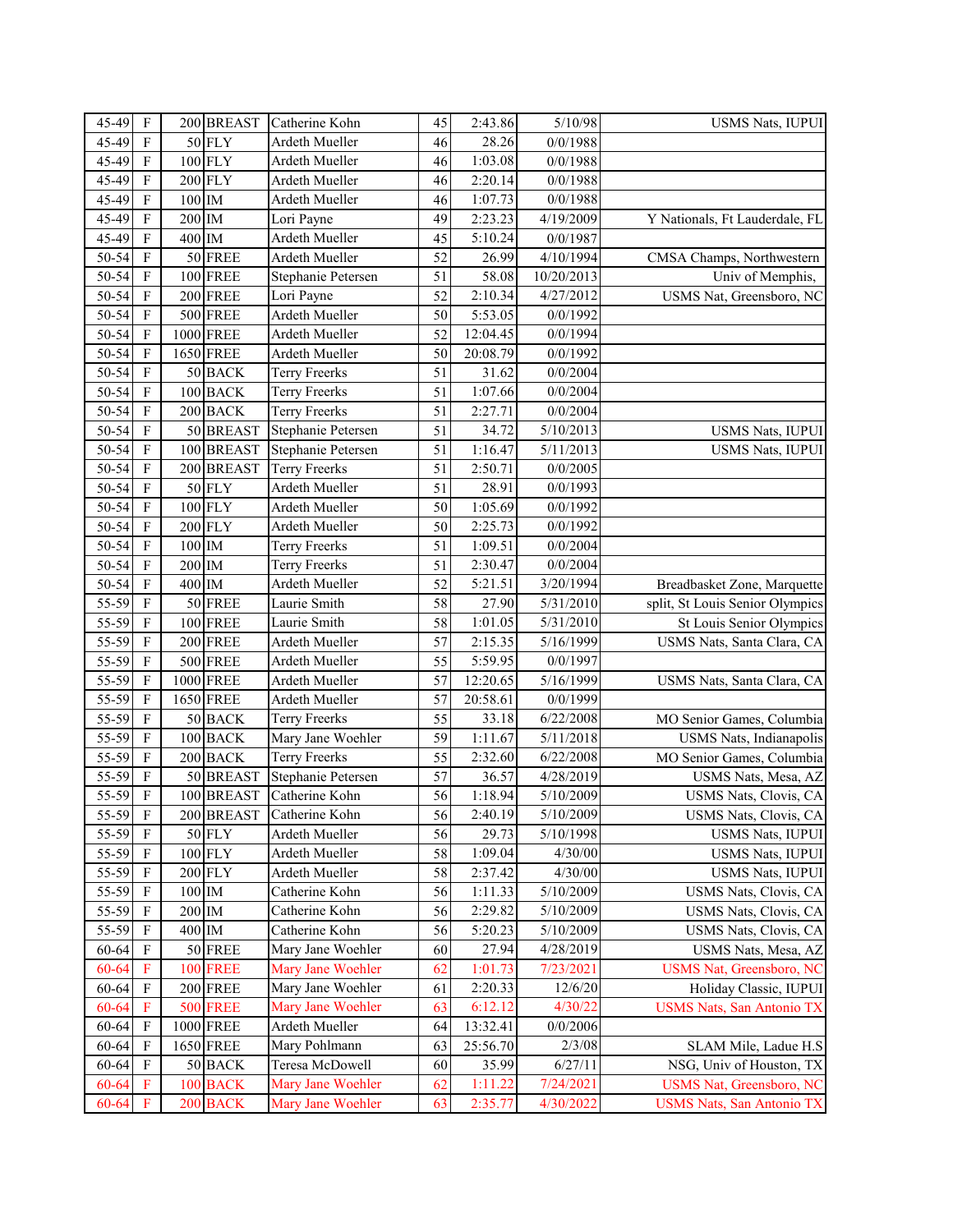| | | | | | | | | |
|---|---|---|---|---|---|---|---|---|
| 45-49 | F | 200 | BREAST | Catherine Kohn | 45 | 2:43.86 | 5/10/98 | USMS Nats, IUPUI |
| 45-49 | F | 50 | FLY | Ardeth Mueller | 46 | 28.26 | 0/0/1988 | |
| 45-49 | F | 100 | FLY | Ardeth Mueller | 46 | 1:03.08 | 0/0/1988 | |
| 45-49 | F | 200 | FLY | Ardeth Mueller | 46 | 2:20.14 | 0/0/1988 | |
| 45-49 | F | 100 | IM | Ardeth Mueller | 46 | 1:07.73 | 0/0/1988 | |
| 45-49 | F | 200 | IM | Lori Payne | 49 | 2:23.23 | 4/19/2009 | Y Nationals, Ft Lauderdale, FL |
| 45-49 | F | 400 | IM | Ardeth Mueller | 45 | 5:10.24 | 0/0/1987 | |
| 50-54 | F | 50 | FREE | Ardeth Mueller | 52 | 26.99 | 4/10/1994 | CMSA Champs, Northwestern |
| 50-54 | F | 100 | FREE | Stephanie Petersen | 51 | 58.08 | 10/20/2013 | Univ of Memphis, |
| 50-54 | F | 200 | FREE | Lori Payne | 52 | 2:10.34 | 4/27/2012 | USMS Nat, Greensboro, NC |
| 50-54 | F | 500 | FREE | Ardeth Mueller | 50 | 5:53.05 | 0/0/1992 | |
| 50-54 | F | 1000 | FREE | Ardeth Mueller | 52 | 12:04.45 | 0/0/1994 | |
| 50-54 | F | 1650 | FREE | Ardeth Mueller | 50 | 20:08.79 | 0/0/1992 | |
| 50-54 | F | 50 | BACK | Terry Freerks | 51 | 31.62 | 0/0/2004 | |
| 50-54 | F | 100 | BACK | Terry Freerks | 51 | 1:07.66 | 0/0/2004 | |
| 50-54 | F | 200 | BACK | Terry Freerks | 51 | 2:27.71 | 0/0/2004 | |
| 50-54 | F | 50 | BREAST | Stephanie Petersen | 51 | 34.72 | 5/10/2013 | USMS Nats, IUPUI |
| 50-54 | F | 100 | BREAST | Stephanie Petersen | 51 | 1:16.47 | 5/11/2013 | USMS Nats, IUPUI |
| 50-54 | F | 200 | BREAST | Terry Freerks | 51 | 2:50.71 | 0/0/2005 | |
| 50-54 | F | 50 | FLY | Ardeth Mueller | 51 | 28.91 | 0/0/1993 | |
| 50-54 | F | 100 | FLY | Ardeth Mueller | 50 | 1:05.69 | 0/0/1992 | |
| 50-54 | F | 200 | FLY | Ardeth Mueller | 50 | 2:25.73 | 0/0/1992 | |
| 50-54 | F | 100 | IM | Terry Freerks | 51 | 1:09.51 | 0/0/2004 | |
| 50-54 | F | 200 | IM | Terry Freerks | 51 | 2:30.47 | 0/0/2004 | |
| 50-54 | F | 400 | IM | Ardeth Mueller | 52 | 5:21.51 | 3/20/1994 | Breadbasket Zone, Marquette |
| 55-59 | F | 50 | FREE | Laurie Smith | 58 | 27.90 | 5/31/2010 | split, St Louis Senior Olympics |
| 55-59 | F | 100 | FREE | Laurie Smith | 58 | 1:01.05 | 5/31/2010 | St Louis Senior Olympics |
| 55-59 | F | 200 | FREE | Ardeth Mueller | 57 | 2:15.35 | 5/16/1999 | USMS Nats, Santa Clara, CA |
| 55-59 | F | 500 | FREE | Ardeth Mueller | 55 | 5:59.95 | 0/0/1997 | |
| 55-59 | F | 1000 | FREE | Ardeth Mueller | 57 | 12:20.65 | 5/16/1999 | USMS Nats, Santa Clara, CA |
| 55-59 | F | 1650 | FREE | Ardeth Mueller | 57 | 20:58.61 | 0/0/1999 | |
| 55-59 | F | 50 | BACK | Terry Freerks | 55 | 33.18 | 6/22/2008 | MO Senior Games, Columbia |
| 55-59 | F | 100 | BACK | Mary Jane Woehler | 59 | 1:11.67 | 5/11/2018 | USMS Nats, Indianapolis |
| 55-59 | F | 200 | BACK | Terry Freerks | 55 | 2:32.60 | 6/22/2008 | MO Senior Games, Columbia |
| 55-59 | F | 50 | BREAST | Stephanie Petersen | 57 | 36.57 | 4/28/2019 | USMS Nats, Mesa, AZ |
| 55-59 | F | 100 | BREAST | Catherine Kohn | 56 | 1:18.94 | 5/10/2009 | USMS Nats, Clovis, CA |
| 55-59 | F | 200 | BREAST | Catherine Kohn | 56 | 2:40.19 | 5/10/2009 | USMS Nats, Clovis, CA |
| 55-59 | F | 50 | FLY | Ardeth Mueller | 56 | 29.73 | 5/10/1998 | USMS Nats, IUPUI |
| 55-59 | F | 100 | FLY | Ardeth Mueller | 58 | 1:09.04 | 4/30/00 | USMS Nats, IUPUI |
| 55-59 | F | 200 | FLY | Ardeth Mueller | 58 | 2:37.42 | 4/30/00 | USMS Nats, IUPUI |
| 55-59 | F | 100 | IM | Catherine Kohn | 56 | 1:11.33 | 5/10/2009 | USMS Nats, Clovis, CA |
| 55-59 | F | 200 | IM | Catherine Kohn | 56 | 2:29.82 | 5/10/2009 | USMS Nats, Clovis, CA |
| 55-59 | F | 400 | IM | Catherine Kohn | 56 | 5:20.23 | 5/10/2009 | USMS Nats, Clovis, CA |
| 60-64 | F | 50 | FREE | Mary Jane Woehler | 60 | 27.94 | 4/28/2019 | USMS Nats, Mesa, AZ |
| 60-64 | F | 100 | FREE | Mary Jane Woehler | 62 | 1:01.73 | 7/23/2021 | USMS Nat, Greensboro, NC |
| 60-64 | F | 200 | FREE | Mary Jane Woehler | 61 | 2:20.33 | 12/6/20 | Holiday Classic, IUPUI |
| 60-64 | F | 500 | FREE | Mary Jane Woehler | 63 | 6:12.12 | 4/30/22 | USMS Nats, San Antonio TX |
| 60-64 | F | 1000 | FREE | Ardeth Mueller | 64 | 13:32.41 | 0/0/2006 | |
| 60-64 | F | 1650 | FREE | Mary Pohlmann | 63 | 25:56.70 | 2/3/08 | SLAM Mile, Ladue H.S |
| 60-64 | F | 50 | BACK | Teresa McDowell | 60 | 35.99 | 6/27/11 | NSG, Univ of Houston, TX |
| 60-64 | F | 100 | BACK | Mary Jane Woehler | 62 | 1:11.22 | 7/24/2021 | USMS Nat, Greensboro, NC |
| 60-64 | F | 200 | BACK | Mary Jane Woehler | 63 | 2:35.77 | 4/30/2022 | USMS Nats, San Antonio TX |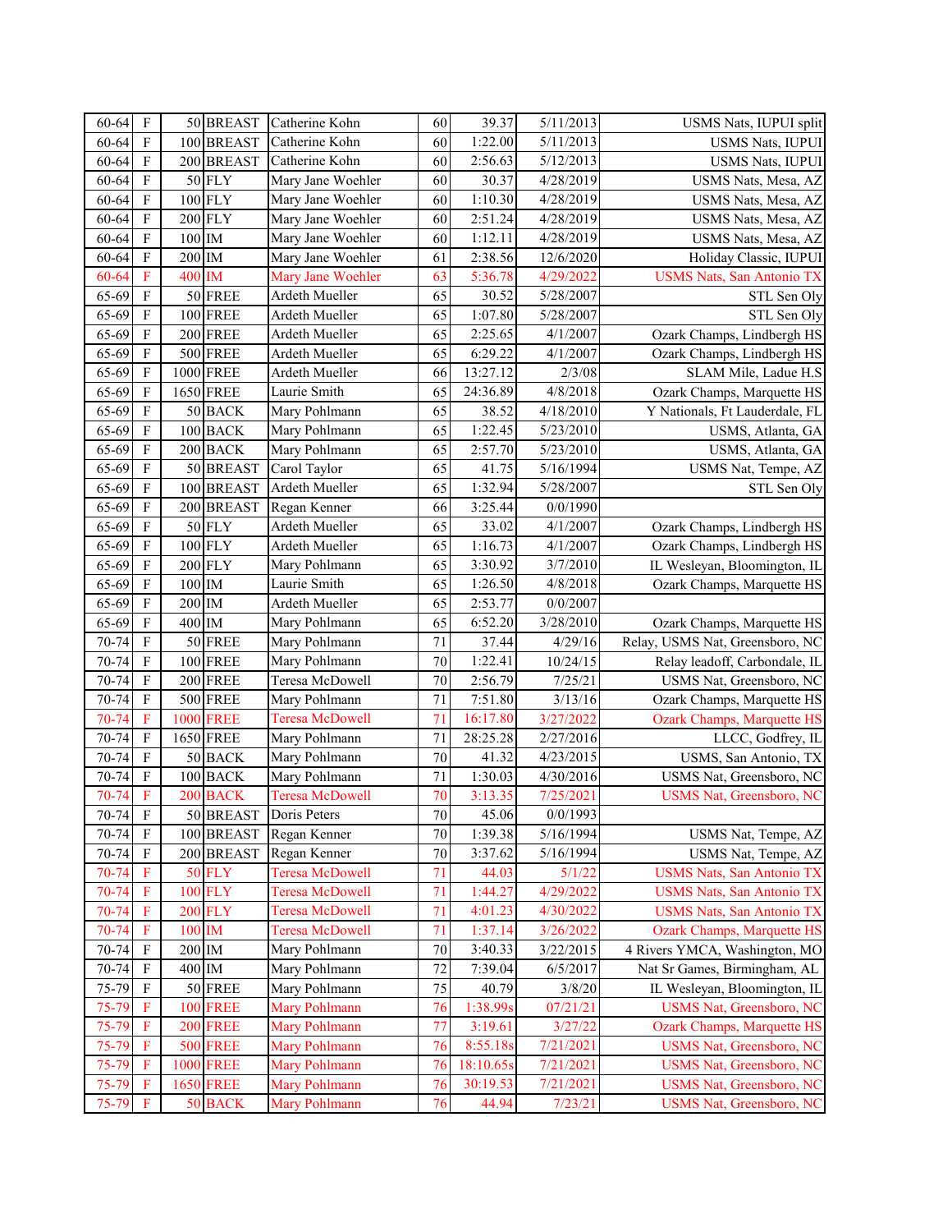| | | | | | | | | |
|---|---|---|---|---|---|---|---|---|
| 60-64 | F | 50 | BREAST | Catherine Kohn | 60 | 39.37 | 5/11/2013 | USMS Nats, IUPUI split |
| 60-64 | F | 100 | BREAST | Catherine Kohn | 60 | 1:22.00 | 5/11/2013 | USMS Nats, IUPUI |
| 60-64 | F | 200 | BREAST | Catherine Kohn | 60 | 2:56.63 | 5/12/2013 | USMS Nats, IUPUI |
| 60-64 | F | 50 | FLY | Mary Jane Woehler | 60 | 30.37 | 4/28/2019 | USMS Nats, Mesa, AZ |
| 60-64 | F | 100 | FLY | Mary Jane Woehler | 60 | 1:10.30 | 4/28/2019 | USMS Nats, Mesa, AZ |
| 60-64 | F | 200 | FLY | Mary Jane Woehler | 60 | 2:51.24 | 4/28/2019 | USMS Nats, Mesa, AZ |
| 60-64 | F | 100 | IM | Mary Jane Woehler | 60 | 1:12.11 | 4/28/2019 | USMS Nats, Mesa, AZ |
| 60-64 | F | 200 | IM | Mary Jane Woehler | 61 | 2:38.56 | 12/6/2020 | Holiday Classic, IUPUI |
| 60-64 | F | 400 | IM | Mary Jane Woehler | 63 | 5:36.78 | 4/29/2022 | USMS Nats, San Antonio TX |
| 65-69 | F | 50 | FREE | Ardeth Mueller | 65 | 30.52 | 5/28/2007 | STL Sen Oly |
| 65-69 | F | 100 | FREE | Ardeth Mueller | 65 | 1:07.80 | 5/28/2007 | STL Sen Oly |
| 65-69 | F | 200 | FREE | Ardeth Mueller | 65 | 2:25.65 | 4/1/2007 | Ozark Champs, Lindbergh HS |
| 65-69 | F | 500 | FREE | Ardeth Mueller | 65 | 6:29.22 | 4/1/2007 | Ozark Champs, Lindbergh HS |
| 65-69 | F | 1000 | FREE | Ardeth Mueller | 66 | 13:27.12 | 2/3/08 | SLAM Mile, Ladue H.S |
| 65-69 | F | 1650 | FREE | Laurie Smith | 65 | 24:36.89 | 4/8/2018 | Ozark Champs, Marquette HS |
| 65-69 | F | 50 | BACK | Mary Pohlmann | 65 | 38.52 | 4/18/2010 | Y Nationals, Ft Lauderdale, FL |
| 65-69 | F | 100 | BACK | Mary Pohlmann | 65 | 1:22.45 | 5/23/2010 | USMS, Atlanta, GA |
| 65-69 | F | 200 | BACK | Mary Pohlmann | 65 | 2:57.70 | 5/23/2010 | USMS, Atlanta, GA |
| 65-69 | F | 50 | BREAST | Carol Taylor | 65 | 41.75 | 5/16/1994 | USMS Nat, Tempe, AZ |
| 65-69 | F | 100 | BREAST | Ardeth Mueller | 65 | 1:32.94 | 5/28/2007 | STL Sen Oly |
| 65-69 | F | 200 | BREAST | Regan Kenner | 66 | 3:25.44 | 0/0/1990 | |
| 65-69 | F | 50 | FLY | Ardeth Mueller | 65 | 33.02 | 4/1/2007 | Ozark Champs, Lindbergh HS |
| 65-69 | F | 100 | FLY | Ardeth Mueller | 65 | 1:16.73 | 4/1/2007 | Ozark Champs, Lindbergh HS |
| 65-69 | F | 200 | FLY | Mary Pohlmann | 65 | 3:30.92 | 3/7/2010 | IL Wesleyan, Bloomington, IL |
| 65-69 | F | 100 | IM | Laurie Smith | 65 | 1:26.50 | 4/8/2018 | Ozark Champs, Marquette HS |
| 65-69 | F | 200 | IM | Ardeth Mueller | 65 | 2:53.77 | 0/0/2007 | |
| 65-69 | F | 400 | IM | Mary Pohlmann | 65 | 6:52.20 | 3/28/2010 | Ozark Champs, Marquette HS |
| 70-74 | F | 50 | FREE | Mary Pohlmann | 71 | 37.44 | 4/29/16 | Relay, USMS Nat, Greensboro, NC |
| 70-74 | F | 100 | FREE | Mary Pohlmann | 70 | 1:22.41 | 10/24/15 | Relay leadoff, Carbondale, IL |
| 70-74 | F | 200 | FREE | Teresa McDowell | 70 | 2:56.79 | 7/25/21 | USMS Nat, Greensboro, NC |
| 70-74 | F | 500 | FREE | Mary Pohlmann | 71 | 7:51.80 | 3/13/16 | Ozark Champs, Marquette HS |
| 70-74 | F | 1000 | FREE | Teresa McDowell | 71 | 16:17.80 | 3/27/2022 | Ozark Champs, Marquette HS |
| 70-74 | F | 1650 | FREE | Mary Pohlmann | 71 | 28:25.28 | 2/27/2016 | LLCC, Godfrey, IL |
| 70-74 | F | 50 | BACK | Mary Pohlmann | 70 | 41.32 | 4/23/2015 | USMS, San Antonio, TX |
| 70-74 | F | 100 | BACK | Mary Pohlmann | 71 | 1:30.03 | 4/30/2016 | USMS Nat, Greensboro, NC |
| 70-74 | F | 200 | BACK | Teresa McDowell | 70 | 3:13.35 | 7/25/2021 | USMS Nat, Greensboro, NC |
| 70-74 | F | 50 | BREAST | Doris Peters | 70 | 45.06 | 0/0/1993 | |
| 70-74 | F | 100 | BREAST | Regan Kenner | 70 | 1:39.38 | 5/16/1994 | USMS Nat, Tempe, AZ |
| 70-74 | F | 200 | BREAST | Regan Kenner | 70 | 3:37.62 | 5/16/1994 | USMS Nat, Tempe, AZ |
| 70-74 | F | 50 | FLY | Teresa McDowell | 71 | 44.03 | 5/1/22 | USMS Nats, San Antonio TX |
| 70-74 | F | 100 | FLY | Teresa McDowell | 71 | 1:44.27 | 4/29/2022 | USMS Nats, San Antonio TX |
| 70-74 | F | 200 | FLY | Teresa McDowell | 71 | 4:01.23 | 4/30/2022 | USMS Nats, San Antonio TX |
| 70-74 | F | 100 | IM | Teresa McDowell | 71 | 1:37.14 | 3/26/2022 | Ozark Champs, Marquette HS |
| 70-74 | F | 200 | IM | Mary Pohlmann | 70 | 3:40.33 | 3/22/2015 | 4 Rivers YMCA, Washington, MO |
| 70-74 | F | 400 | IM | Mary Pohlmann | 72 | 7:39.04 | 6/5/2017 | Nat Sr Games, Birmingham, AL |
| 75-79 | F | 50 | FREE | Mary Pohlmann | 75 | 40.79 | 3/8/20 | IL Wesleyan, Bloomington, IL |
| 75-79 | F | 100 | FREE | Mary Pohlmann | 76 | 1:38.99s | 07/21/21 | USMS Nat, Greensboro, NC |
| 75-79 | F | 200 | FREE | Mary Pohlmann | 77 | 3:19.61 | 3/27/22 | Ozark Champs, Marquette HS |
| 75-79 | F | 500 | FREE | Mary Pohlmann | 76 | 8:55.18s | 7/21/2021 | USMS Nat, Greensboro, NC |
| 75-79 | F | 1000 | FREE | Mary Pohlmann | 76 | 18:10.65s | 7/21/2021 | USMS Nat, Greensboro, NC |
| 75-79 | F | 1650 | FREE | Mary Pohlmann | 76 | 30:19.53 | 7/21/2021 | USMS Nat, Greensboro, NC |
| 75-79 | F | 50 | BACK | Mary Pohlmann | 76 | 44.94 | 7/23/21 | USMS Nat, Greensboro, NC |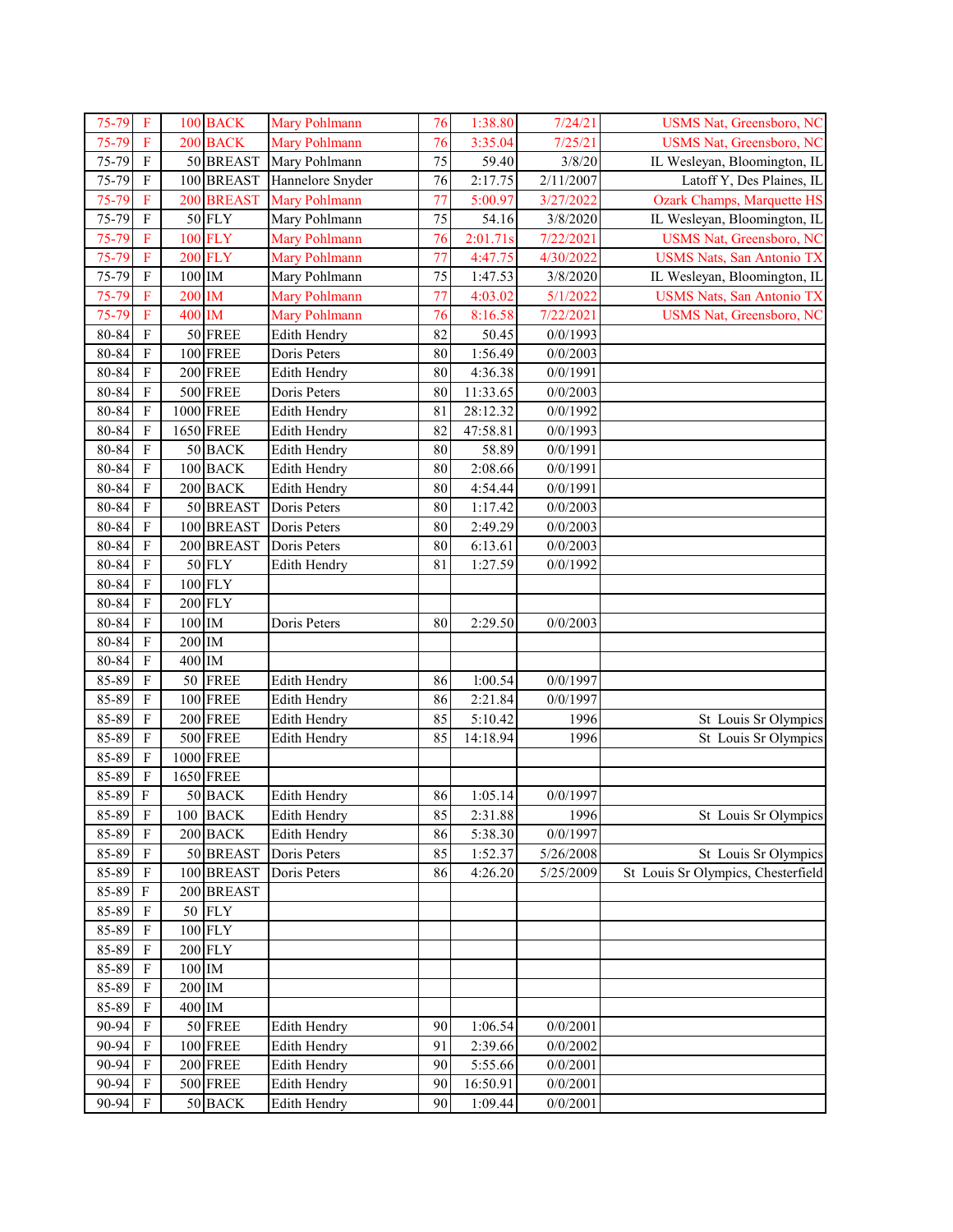| | | | | | | | | |
|---|---|---|---|---|---|---|---|---|
| 75-79 | F | 100 | BACK | Mary Pohlmann | 76 | 1:38.80 | 7/24/21 | USMS Nat, Greensboro, NC |
| 75-79 | F | 200 | BACK | Mary Pohlmann | 76 | 3:35.04 | 7/25/21 | USMS Nat, Greensboro, NC |
| 75-79 | F | 50 | BREAST | Mary Pohlmann | 75 | 59.40 | 3/8/20 | IL Wesleyan, Bloomington, IL |
| 75-79 | F | 100 | BREAST | Hannelore Snyder | 76 | 2:17.75 | 2/11/2007 | Latoff Y, Des Plaines, IL |
| 75-79 | F | 200 | BREAST | Mary Pohlmann | 77 | 5:00.97 | 3/27/2022 | Ozark Champs, Marquette HS |
| 75-79 | F | 50 | FLY | Mary Pohlmann | 75 | 54.16 | 3/8/2020 | IL Wesleyan, Bloomington, IL |
| 75-79 | F | 100 | FLY | Mary Pohlmann | 76 | 2:01.71s | 7/22/2021 | USMS Nat, Greensboro, NC |
| 75-79 | F | 200 | FLY | Mary Pohlmann | 77 | 4:47.75 | 4/30/2022 | USMS Nats, San Antonio TX |
| 75-79 | F | 100 | IM | Mary Pohlmann | 75 | 1:47.53 | 3/8/2020 | IL Wesleyan, Bloomington, IL |
| 75-79 | F | 200 | IM | Mary Pohlmann | 77 | 4:03.02 | 5/1/2022 | USMS Nats, San Antonio TX |
| 75-79 | F | 400 | IM | Mary Pohlmann | 76 | 8:16.58 | 7/22/2021 | USMS Nat, Greensboro, NC |
| 80-84 | F | 50 | FREE | Edith Hendry | 82 | 50.45 | 0/0/1993 | |
| 80-84 | F | 100 | FREE | Doris Peters | 80 | 1:56.49 | 0/0/2003 | |
| 80-84 | F | 200 | FREE | Edith Hendry | 80 | 4:36.38 | 0/0/1991 | |
| 80-84 | F | 500 | FREE | Doris Peters | 80 | 11:33.65 | 0/0/2003 | |
| 80-84 | F | 1000 | FREE | Edith Hendry | 81 | 28:12.32 | 0/0/1992 | |
| 80-84 | F | 1650 | FREE | Edith Hendry | 82 | 47:58.81 | 0/0/1993 | |
| 80-84 | F | 50 | BACK | Edith Hendry | 80 | 58.89 | 0/0/1991 | |
| 80-84 | F | 100 | BACK | Edith Hendry | 80 | 2:08.66 | 0/0/1991 | |
| 80-84 | F | 200 | BACK | Edith Hendry | 80 | 4:54.44 | 0/0/1991 | |
| 80-84 | F | 50 | BREAST | Doris Peters | 80 | 1:17.42 | 0/0/2003 | |
| 80-84 | F | 100 | BREAST | Doris Peters | 80 | 2:49.29 | 0/0/2003 | |
| 80-84 | F | 200 | BREAST | Doris Peters | 80 | 6:13.61 | 0/0/2003 | |
| 80-84 | F | 50 | FLY | Edith Hendry | 81 | 1:27.59 | 0/0/1992 | |
| 80-84 | F | 100 | FLY | | | | | |
| 80-84 | F | 200 | FLY | | | | | |
| 80-84 | F | 100 | IM | Doris Peters | 80 | 2:29.50 | 0/0/2003 | |
| 80-84 | F | 200 | IM | | | | | |
| 80-84 | F | 400 | IM | | | | | |
| 85-89 | F | 50 | FREE | Edith Hendry | 86 | 1:00.54 | 0/0/1997 | |
| 85-89 | F | 100 | FREE | Edith Hendry | 86 | 2:21.84 | 0/0/1997 | |
| 85-89 | F | 200 | FREE | Edith Hendry | 85 | 5:10.42 | 1996 | St Louis Sr Olympics |
| 85-89 | F | 500 | FREE | Edith Hendry | 85 | 14:18.94 | 1996 | St Louis Sr Olympics |
| 85-89 | F | 1000 | FREE | | | | | |
| 85-89 | F | 1650 | FREE | | | | | |
| 85-89 | F | 50 | BACK | Edith Hendry | 86 | 1:05.14 | 0/0/1997 | |
| 85-89 | F | 100 | BACK | Edith Hendry | 85 | 2:31.88 | 1996 | St Louis Sr Olympics |
| 85-89 | F | 200 | BACK | Edith Hendry | 86 | 5:38.30 | 0/0/1997 | |
| 85-89 | F | 50 | BREAST | Doris Peters | 85 | 1:52.37 | 5/26/2008 | St Louis Sr Olympics |
| 85-89 | F | 100 | BREAST | Doris Peters | 86 | 4:26.20 | 5/25/2009 | St Louis Sr Olympics, Chesterfield |
| 85-89 | F | 200 | BREAST | | | | | |
| 85-89 | F | 50 | FLY | | | | | |
| 85-89 | F | 100 | FLY | | | | | |
| 85-89 | F | 200 | FLY | | | | | |
| 85-89 | F | 100 | IM | | | | | |
| 85-89 | F | 200 | IM | | | | | |
| 85-89 | F | 400 | IM | | | | | |
| 90-94 | F | 50 | FREE | Edith Hendry | 90 | 1:06.54 | 0/0/2001 | |
| 90-94 | F | 100 | FREE | Edith Hendry | 91 | 2:39.66 | 0/0/2002 | |
| 90-94 | F | 200 | FREE | Edith Hendry | 90 | 5:55.66 | 0/0/2001 | |
| 90-94 | F | 500 | FREE | Edith Hendry | 90 | 16:50.91 | 0/0/2001 | |
| 90-94 | F | 50 | BACK | Edith Hendry | 90 | 1:09.44 | 0/0/2001 | |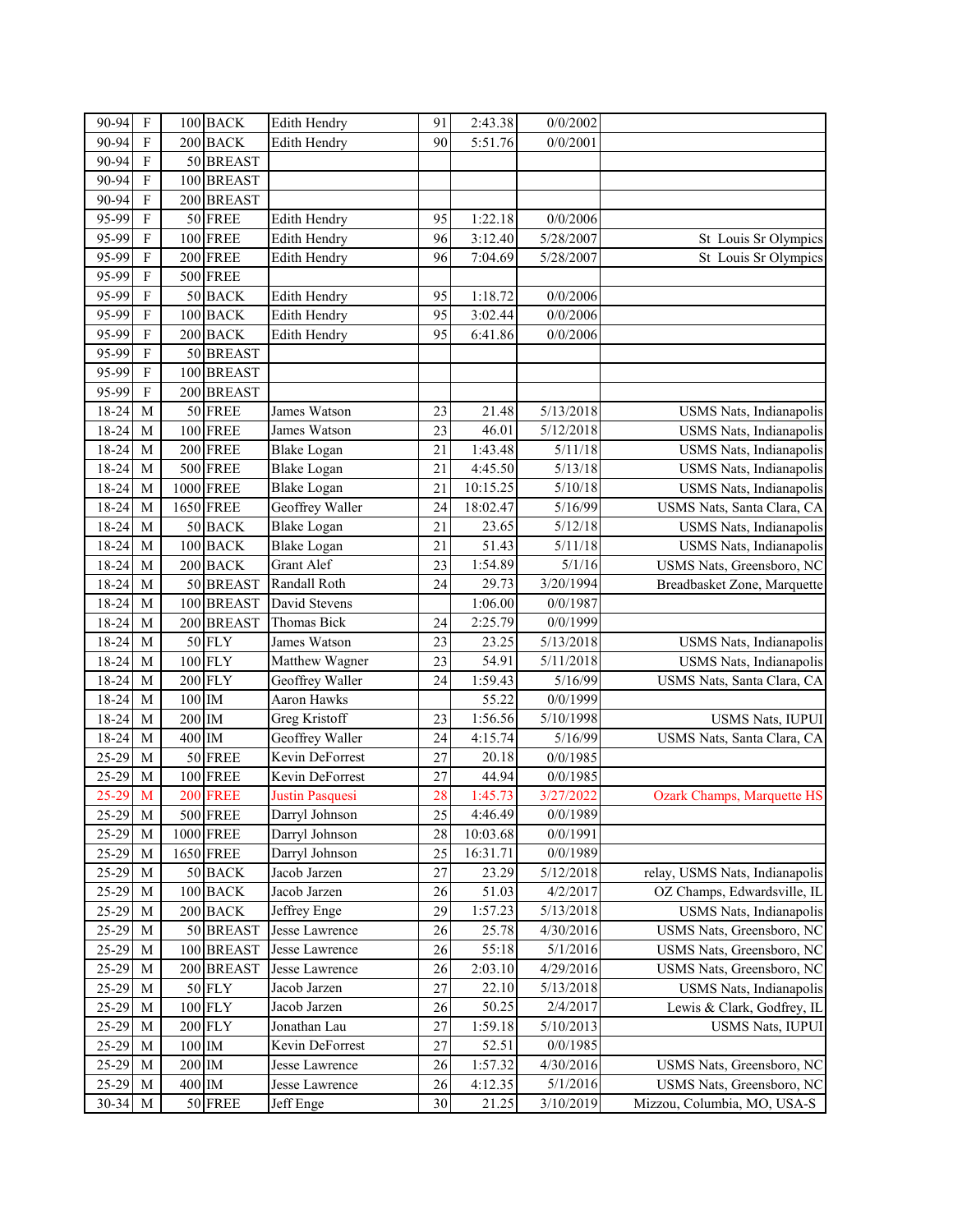| | | | | | | | | |
|---|---|---|---|---|---|---|---|---|
| 90-94 | F | 100 | BACK | Edith Hendry | 91 | 2:43.38 | 0/0/2002 | |
| 90-94 | F | 200 | BACK | Edith Hendry | 90 | 5:51.76 | 0/0/2001 | |
| 90-94 | F | 50 | BREAST | | | | | |
| 90-94 | F | 100 | BREAST | | | | | |
| 90-94 | F | 200 | BREAST | | | | | |
| 95-99 | F | 50 | FREE | Edith Hendry | 95 | 1:22.18 | 0/0/2006 | |
| 95-99 | F | 100 | FREE | Edith Hendry | 96 | 3:12.40 | 5/28/2007 | St Louis Sr Olympics |
| 95-99 | F | 200 | FREE | Edith Hendry | 96 | 7:04.69 | 5/28/2007 | St Louis Sr Olympics |
| 95-99 | F | 500 | FREE | | | | | |
| 95-99 | F | 50 | BACK | Edith Hendry | 95 | 1:18.72 | 0/0/2006 | |
| 95-99 | F | 100 | BACK | Edith Hendry | 95 | 3:02.44 | 0/0/2006 | |
| 95-99 | F | 200 | BACK | Edith Hendry | 95 | 6:41.86 | 0/0/2006 | |
| 95-99 | F | 50 | BREAST | | | | | |
| 95-99 | F | 100 | BREAST | | | | | |
| 95-99 | F | 200 | BREAST | | | | | |
| 18-24 | M | 50 | FREE | James Watson | 23 | 21.48 | 5/13/2018 | USMS Nats, Indianapolis |
| 18-24 | M | 100 | FREE | James Watson | 23 | 46.01 | 5/12/2018 | USMS Nats, Indianapolis |
| 18-24 | M | 200 | FREE | Blake Logan | 21 | 1:43.48 | 5/11/18 | USMS Nats, Indianapolis |
| 18-24 | M | 500 | FREE | Blake Logan | 21 | 4:45.50 | 5/13/18 | USMS Nats, Indianapolis |
| 18-24 | M | 1000 | FREE | Blake Logan | 21 | 10:15.25 | 5/10/18 | USMS Nats, Indianapolis |
| 18-24 | M | 1650 | FREE | Geoffrey Waller | 24 | 18:02.47 | 5/16/99 | USMS Nats, Santa Clara, CA |
| 18-24 | M | 50 | BACK | Blake Logan | 21 | 23.65 | 5/12/18 | USMS Nats, Indianapolis |
| 18-24 | M | 100 | BACK | Blake Logan | 21 | 51.43 | 5/11/18 | USMS Nats, Indianapolis |
| 18-24 | M | 200 | BACK | Grant Alef | 23 | 1:54.89 | 5/1/16 | USMS Nats, Greensboro, NC |
| 18-24 | M | 50 | BREAST | Randall Roth | 24 | 29.73 | 3/20/1994 | Breadbasket Zone, Marquette |
| 18-24 | M | 100 | BREAST | David Stevens | | 1:06.00 | 0/0/1987 | |
| 18-24 | M | 200 | BREAST | Thomas Bick | 24 | 2:25.79 | 0/0/1999 | |
| 18-24 | M | 50 | FLY | James Watson | 23 | 23.25 | 5/13/2018 | USMS Nats, Indianapolis |
| 18-24 | M | 100 | FLY | Matthew Wagner | 23 | 54.91 | 5/11/2018 | USMS Nats, Indianapolis |
| 18-24 | M | 200 | FLY | Geoffrey Waller | 24 | 1:59.43 | 5/16/99 | USMS Nats, Santa Clara, CA |
| 18-24 | M | 100 | IM | Aaron Hawks | | 55.22 | 0/0/1999 | |
| 18-24 | M | 200 | IM | Greg Kristoff | 23 | 1:56.56 | 5/10/1998 | USMS Nats, IUPUI |
| 18-24 | M | 400 | IM | Geoffrey Waller | 24 | 4:15.74 | 5/16/99 | USMS Nats, Santa Clara, CA |
| 25-29 | M | 50 | FREE | Kevin DeForrest | 27 | 20.18 | 0/0/1985 | |
| 25-29 | M | 100 | FREE | Kevin DeForrest | 27 | 44.94 | 0/0/1985 | |
| 25-29 | M | 200 | FREE | Justin Pasquesi | 28 | 1:45.73 | 3/27/2022 | Ozark Champs, Marquette HS |
| 25-29 | M | 500 | FREE | Darryl Johnson | 25 | 4:46.49 | 0/0/1989 | |
| 25-29 | M | 1000 | FREE | Darryl Johnson | 28 | 10:03.68 | 0/0/1991 | |
| 25-29 | M | 1650 | FREE | Darryl Johnson | 25 | 16:31.71 | 0/0/1989 | |
| 25-29 | M | 50 | BACK | Jacob Jarzen | 27 | 23.29 | 5/12/2018 | relay, USMS Nats, Indianapolis |
| 25-29 | M | 100 | BACK | Jacob Jarzen | 26 | 51.03 | 4/2/2017 | OZ Champs, Edwardsville, IL |
| 25-29 | M | 200 | BACK | Jeffrey Enge | 29 | 1:57.23 | 5/13/2018 | USMS Nats, Indianapolis |
| 25-29 | M | 50 | BREAST | Jesse Lawrence | 26 | 25.78 | 4/30/2016 | USMS Nats, Greensboro, NC |
| 25-29 | M | 100 | BREAST | Jesse Lawrence | 26 | 55:18 | 5/1/2016 | USMS Nats, Greensboro, NC |
| 25-29 | M | 200 | BREAST | Jesse Lawrence | 26 | 2:03.10 | 4/29/2016 | USMS Nats, Greensboro, NC |
| 25-29 | M | 50 | FLY | Jacob Jarzen | 27 | 22.10 | 5/13/2018 | USMS Nats, Indianapolis |
| 25-29 | M | 100 | FLY | Jacob Jarzen | 26 | 50.25 | 2/4/2017 | Lewis & Clark, Godfrey, IL |
| 25-29 | M | 200 | FLY | Jonathan Lau | 27 | 1:59.18 | 5/10/2013 | USMS Nats, IUPUI |
| 25-29 | M | 100 | IM | Kevin DeForrest | 27 | 52.51 | 0/0/1985 | |
| 25-29 | M | 200 | IM | Jesse Lawrence | 26 | 1:57.32 | 4/30/2016 | USMS Nats, Greensboro, NC |
| 25-29 | M | 400 | IM | Jesse Lawrence | 26 | 4:12.35 | 5/1/2016 | USMS Nats, Greensboro, NC |
| 30-34 | M | 50 | FREE | Jeff Enge | 30 | 21.25 | 3/10/2019 | Mizzou, Columbia, MO, USA-S |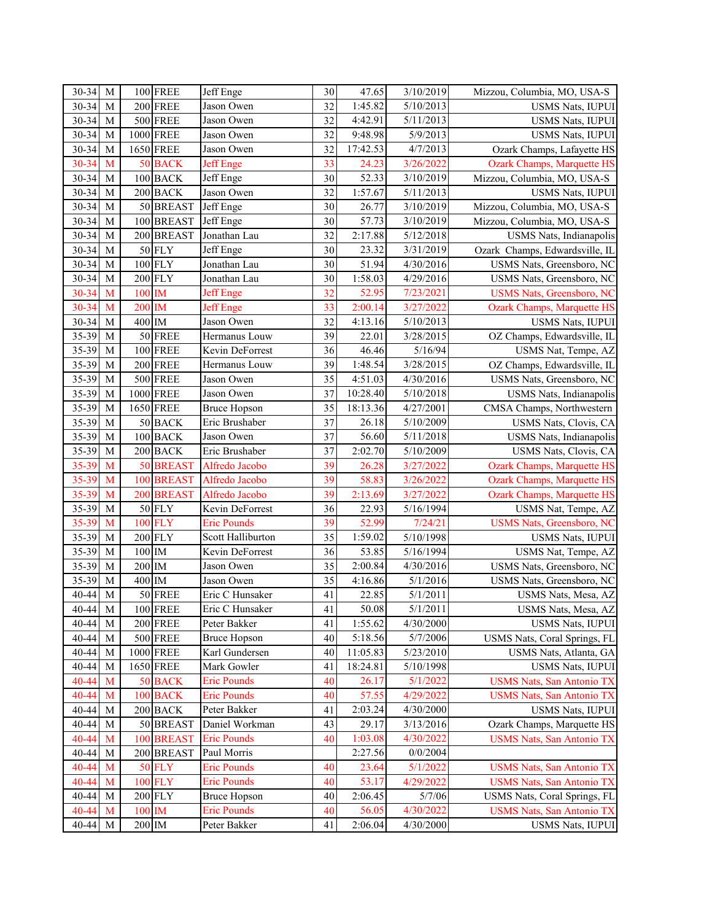| | | | | | | | | |
|---|---|---|---|---|---|---|---|---|
| 30-34 | M | 100 | FREE | Jeff Enge | 30 | 47.65 | 3/10/2019 | Mizzou, Columbia, MO, USA-S |
| 30-34 | M | 200 | FREE | Jason Owen | 32 | 1:45.82 | 5/10/2013 | USMS Nats, IUPUI |
| 30-34 | M | 500 | FREE | Jason Owen | 32 | 4:42.91 | 5/11/2013 | USMS Nats, IUPUI |
| 30-34 | M | 1000 | FREE | Jason Owen | 32 | 9:48.98 | 5/9/2013 | USMS Nats, IUPUI |
| 30-34 | M | 1650 | FREE | Jason Owen | 32 | 17:42.53 | 4/7/2013 | Ozark Champs, Lafayette HS |
| 30-34 | M | 50 | BACK | Jeff Enge | 33 | 24.23 | 3/26/2022 | Ozark Champs, Marquette HS |
| 30-34 | M | 100 | BACK | Jeff Enge | 30 | 52.33 | 3/10/2019 | Mizzou, Columbia, MO, USA-S |
| 30-34 | M | 200 | BACK | Jason Owen | 32 | 1:57.67 | 5/11/2013 | USMS Nats, IUPUI |
| 30-34 | M | 50 | BREAST | Jeff Enge | 30 | 26.77 | 3/10/2019 | Mizzou, Columbia, MO, USA-S |
| 30-34 | M | 100 | BREAST | Jeff Enge | 30 | 57.73 | 3/10/2019 | Mizzou, Columbia, MO, USA-S |
| 30-34 | M | 200 | BREAST | Jonathan Lau | 32 | 2:17.88 | 5/12/2018 | USMS Nats, Indianapolis |
| 30-34 | M | 50 | FLY | Jeff Enge | 30 | 23.32 | 3/31/2019 | Ozark Champs, Edwardsville, IL |
| 30-34 | M | 100 | FLY | Jonathan Lau | 30 | 51.94 | 4/30/2016 | USMS Nats, Greensboro, NC |
| 30-34 | M | 200 | FLY | Jonathan Lau | 30 | 1:58.03 | 4/29/2016 | USMS Nats, Greensboro, NC |
| 30-34 | M | 100 | IM | Jeff Enge | 32 | 52.95 | 7/23/2021 | USMS Nats, Greensboro, NC |
| 30-34 | M | 200 | IM | Jeff Enge | 33 | 2:00.14 | 3/27/2022 | Ozark Champs, Marquette HS |
| 30-34 | M | 400 | IM | Jason Owen | 32 | 4:13.16 | 5/10/2013 | USMS Nats, IUPUI |
| 35-39 | M | 50 | FREE | Hermanus Louw | 39 | 22.01 | 3/28/2015 | OZ Champs, Edwardsville, IL |
| 35-39 | M | 100 | FREE | Kevin DeForrest | 36 | 46.46 | 5/16/94 | USMS Nat, Tempe, AZ |
| 35-39 | M | 200 | FREE | Hermanus Louw | 39 | 1:48.54 | 3/28/2015 | OZ Champs, Edwardsville, IL |
| 35-39 | M | 500 | FREE | Jason Owen | 35 | 4:51.03 | 4/30/2016 | USMS Nats, Greensboro, NC |
| 35-39 | M | 1000 | FREE | Jason Owen | 37 | 10:28.40 | 5/10/2018 | USMS Nats, Indianapolis |
| 35-39 | M | 1650 | FREE | Bruce Hopson | 35 | 18:13.36 | 4/27/2001 | CMSA Champs, Northwestern |
| 35-39 | M | 50 | BACK | Eric Brushaber | 37 | 26.18 | 5/10/2009 | USMS Nats, Clovis, CA |
| 35-39 | M | 100 | BACK | Jason Owen | 37 | 56.60 | 5/11/2018 | USMS Nats, Indianapolis |
| 35-39 | M | 200 | BACK | Eric Brushaber | 37 | 2:02.70 | 5/10/2009 | USMS Nats, Clovis, CA |
| 35-39 | M | 50 | BREAST | Alfredo Jacobo | 39 | 26.28 | 3/27/2022 | Ozark Champs, Marquette HS |
| 35-39 | M | 100 | BREAST | Alfredo Jacobo | 39 | 58.83 | 3/26/2022 | Ozark Champs, Marquette HS |
| 35-39 | M | 200 | BREAST | Alfredo Jacobo | 39 | 2:13.69 | 3/27/2022 | Ozark Champs, Marquette HS |
| 35-39 | M | 50 | FLY | Kevin DeForrest | 36 | 22.93 | 5/16/1994 | USMS Nat, Tempe, AZ |
| 35-39 | M | 100 | FLY | Eric Pounds | 39 | 52.99 | 7/24/21 | USMS Nats, Greensboro, NC |
| 35-39 | M | 200 | FLY | Scott Halliburton | 35 | 1:59.02 | 5/10/1998 | USMS Nats, IUPUI |
| 35-39 | M | 100 | IM | Kevin DeForrest | 36 | 53.85 | 5/16/1994 | USMS Nat, Tempe, AZ |
| 35-39 | M | 200 | IM | Jason Owen | 35 | 2:00.84 | 4/30/2016 | USMS Nats, Greensboro, NC |
| 35-39 | M | 400 | IM | Jason Owen | 35 | 4:16.86 | 5/1/2016 | USMS Nats, Greensboro, NC |
| 40-44 | M | 50 | FREE | Eric C Hunsaker | 41 | 22.85 | 5/1/2011 | USMS Nats, Mesa, AZ |
| 40-44 | M | 100 | FREE | Eric C Hunsaker | 41 | 50.08 | 5/1/2011 | USMS Nats, Mesa, AZ |
| 40-44 | M | 200 | FREE | Peter Bakker | 41 | 1:55.62 | 4/30/2000 | USMS Nats, IUPUI |
| 40-44 | M | 500 | FREE | Bruce Hopson | 40 | 5:18.56 | 5/7/2006 | USMS Nats, Coral Springs, FL |
| 40-44 | M | 1000 | FREE | Karl Gundersen | 40 | 11:05.83 | 5/23/2010 | USMS Nats, Atlanta, GA |
| 40-44 | M | 1650 | FREE | Mark Gowler | 41 | 18:24.81 | 5/10/1998 | USMS Nats, IUPUI |
| 40-44 | M | 50 | BACK | Eric Pounds | 40 | 26.17 | 5/1/2022 | USMS Nats, San Antonio TX |
| 40-44 | M | 100 | BACK | Eric Pounds | 40 | 57.55 | 4/29/2022 | USMS Nats, San Antonio TX |
| 40-44 | M | 200 | BACK | Peter Bakker | 41 | 2:03.24 | 4/30/2000 | USMS Nats, IUPUI |
| 40-44 | M | 50 | BREAST | Daniel Workman | 43 | 29.17 | 3/13/2016 | Ozark Champs, Marquette HS |
| 40-44 | M | 100 | BREAST | Eric Pounds | 40 | 1:03.08 | 4/30/2022 | USMS Nats, San Antonio TX |
| 40-44 | M | 200 | BREAST | Paul Morris | | 2:27.56 | 0/0/2004 | |
| 40-44 | M | 50 | FLY | Eric Pounds | 40 | 23.64 | 5/1/2022 | USMS Nats, San Antonio TX |
| 40-44 | M | 100 | FLY | Eric Pounds | 40 | 53.17 | 4/29/2022 | USMS Nats, San Antonio TX |
| 40-44 | M | 200 | FLY | Bruce Hopson | 40 | 2:06.45 | 5/7/06 | USMS Nats, Coral Springs, FL |
| 40-44 | M | 100 | IM | Eric Pounds | 40 | 56.05 | 4/30/2022 | USMS Nats, San Antonio TX |
| 40-44 | M | 200 | IM | Peter Bakker | 41 | 2:06.04 | 4/30/2000 | USMS Nats, IUPUI |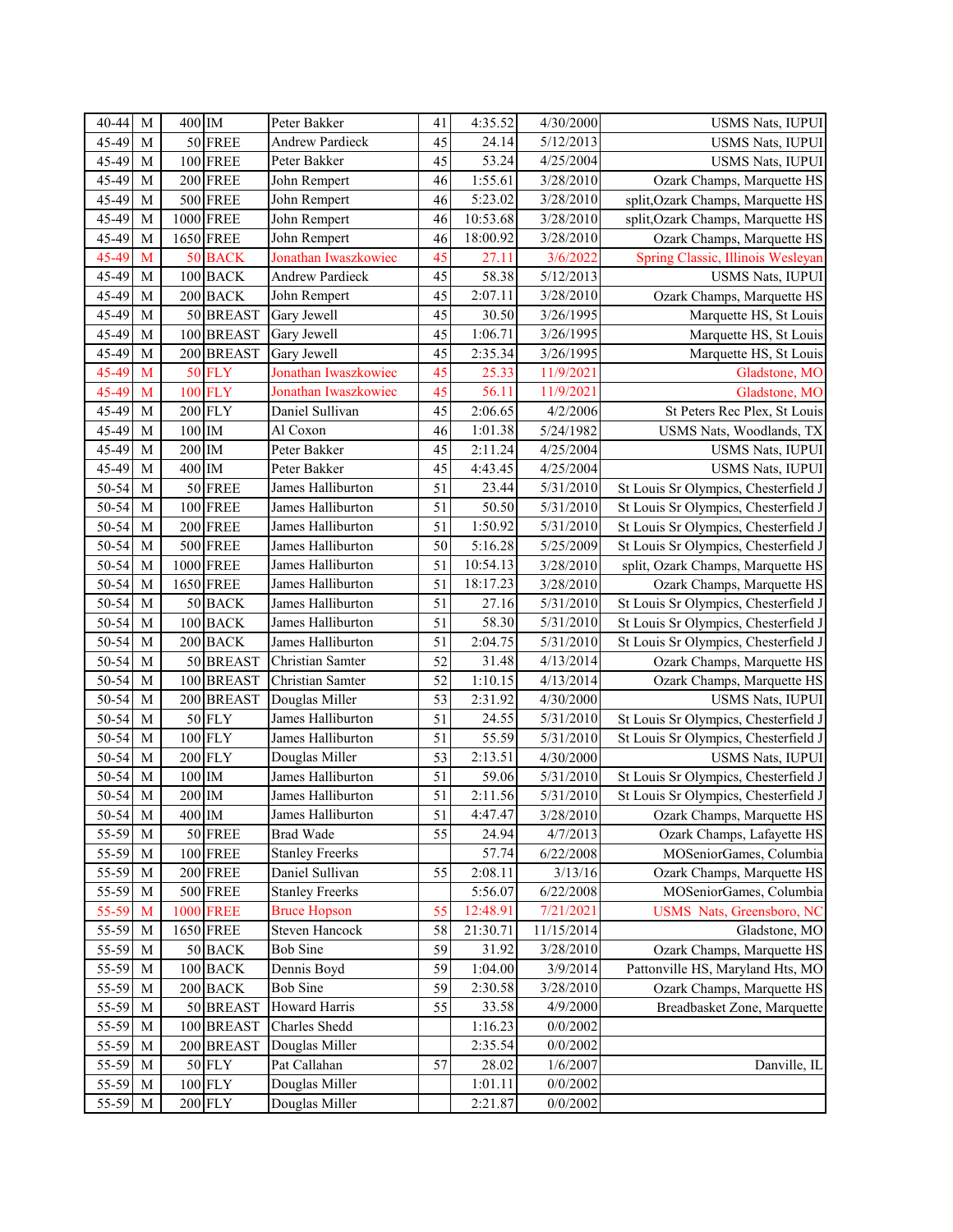| | | | | | | | | |
|---|---|---|---|---|---|---|---|---|
| 40-44 | M | 400 | IM | Peter Bakker | 41 | 4:35.52 | 4/30/2000 | USMS Nats, IUPUI |
| 45-49 | M | 50 | FREE | Andrew Pardieck | 45 | 24.14 | 5/12/2013 | USMS Nats, IUPUI |
| 45-49 | M | 100 | FREE | Peter Bakker | 45 | 53.24 | 4/25/2004 | USMS Nats, IUPUI |
| 45-49 | M | 200 | FREE | John Rempert | 46 | 1:55.61 | 3/28/2010 | Ozark Champs, Marquette HS |
| 45-49 | M | 500 | FREE | John Rempert | 46 | 5:23.02 | 3/28/2010 | split,Ozark Champs, Marquette HS |
| 45-49 | M | 1000 | FREE | John Rempert | 46 | 10:53.68 | 3/28/2010 | split,Ozark Champs, Marquette HS |
| 45-49 | M | 1650 | FREE | John Rempert | 46 | 18:00.92 | 3/28/2010 | Ozark Champs, Marquette HS |
| 45-49 | M | 50 | BACK | Jonathan Iwaszkowiec | 45 | 27.11 | 3/6/2022 | Spring Classic, Illinois Wesleyan |
| 45-49 | M | 100 | BACK | Andrew Pardieck | 45 | 58.38 | 5/12/2013 | USMS Nats, IUPUI |
| 45-49 | M | 200 | BACK | John Rempert | 45 | 2:07.11 | 3/28/2010 | Ozark Champs, Marquette HS |
| 45-49 | M | 50 | BREAST | Gary Jewell | 45 | 30.50 | 3/26/1995 | Marquette HS, St Louis |
| 45-49 | M | 100 | BREAST | Gary Jewell | 45 | 1:06.71 | 3/26/1995 | Marquette HS, St Louis |
| 45-49 | M | 200 | BREAST | Gary Jewell | 45 | 2:35.34 | 3/26/1995 | Marquette HS, St Louis |
| 45-49 | M | 50 | FLY | Jonathan Iwaszkowiec | 45 | 25.33 | 11/9/2021 | Gladstone, MO |
| 45-49 | M | 100 | FLY | Jonathan Iwaszkowiec | 45 | 56.11 | 11/9/2021 | Gladstone, MO |
| 45-49 | M | 200 | FLY | Daniel Sullivan | 45 | 2:06.65 | 4/2/2006 | St Peters Rec Plex, St Louis |
| 45-49 | M | 100 | IM | Al Coxon | 46 | 1:01.38 | 5/24/1982 | USMS Nats, Woodlands, TX |
| 45-49 | M | 200 | IM | Peter Bakker | 45 | 2:11.24 | 4/25/2004 | USMS Nats, IUPUI |
| 45-49 | M | 400 | IM | Peter Bakker | 45 | 4:43.45 | 4/25/2004 | USMS Nats, IUPUI |
| 50-54 | M | 50 | FREE | James Halliburton | 51 | 23.44 | 5/31/2010 | St Louis Sr Olympics, Chesterfield J |
| 50-54 | M | 100 | FREE | James Halliburton | 51 | 50.50 | 5/31/2010 | St Louis Sr Olympics, Chesterfield J |
| 50-54 | M | 200 | FREE | James Halliburton | 51 | 1:50.92 | 5/31/2010 | St Louis Sr Olympics, Chesterfield J |
| 50-54 | M | 500 | FREE | James Halliburton | 50 | 5:16.28 | 5/25/2009 | St Louis Sr Olympics, Chesterfield J |
| 50-54 | M | 1000 | FREE | James Halliburton | 51 | 10:54.13 | 3/28/2010 | split, Ozark Champs, Marquette HS |
| 50-54 | M | 1650 | FREE | James Halliburton | 51 | 18:17.23 | 3/28/2010 | Ozark Champs, Marquette HS |
| 50-54 | M | 50 | BACK | James Halliburton | 51 | 27.16 | 5/31/2010 | St Louis Sr Olympics, Chesterfield J |
| 50-54 | M | 100 | BACK | James Halliburton | 51 | 58.30 | 5/31/2010 | St Louis Sr Olympics, Chesterfield J |
| 50-54 | M | 200 | BACK | James Halliburton | 51 | 2:04.75 | 5/31/2010 | St Louis Sr Olympics, Chesterfield J |
| 50-54 | M | 50 | BREAST | Christian Samter | 52 | 31.48 | 4/13/2014 | Ozark Champs, Marquette HS |
| 50-54 | M | 100 | BREAST | Christian Samter | 52 | 1:10.15 | 4/13/2014 | Ozark Champs, Marquette HS |
| 50-54 | M | 200 | BREAST | Douglas Miller | 53 | 2:31.92 | 4/30/2000 | USMS Nats, IUPUI |
| 50-54 | M | 50 | FLY | James Halliburton | 51 | 24.55 | 5/31/2010 | St Louis Sr Olympics, Chesterfield J |
| 50-54 | M | 100 | FLY | James Halliburton | 51 | 55.59 | 5/31/2010 | St Louis Sr Olympics, Chesterfield J |
| 50-54 | M | 200 | FLY | Douglas Miller | 53 | 2:13.51 | 4/30/2000 | USMS Nats, IUPUI |
| 50-54 | M | 100 | IM | James Halliburton | 51 | 59.06 | 5/31/2010 | St Louis Sr Olympics, Chesterfield J |
| 50-54 | M | 200 | IM | James Halliburton | 51 | 2:11.56 | 5/31/2010 | St Louis Sr Olympics, Chesterfield J |
| 50-54 | M | 400 | IM | James Halliburton | 51 | 4:47.47 | 3/28/2010 | Ozark Champs, Marquette HS |
| 55-59 | M | 50 | FREE | Brad Wade | 55 | 24.94 | 4/7/2013 | Ozark Champs, Lafayette HS |
| 55-59 | M | 100 | FREE | Stanley Freerks | | 57.74 | 6/22/2008 | MOSeniorGames, Columbia |
| 55-59 | M | 200 | FREE | Daniel Sullivan | 55 | 2:08.11 | 3/13/16 | Ozark Champs, Marquette HS |
| 55-59 | M | 500 | FREE | Stanley Freerks | | 5:56.07 | 6/22/2008 | MOSeniorGames, Columbia |
| 55-59 | M | 1000 | FREE | Bruce Hopson | 55 | 12:48.91 | 7/21/2021 | USMS Nats, Greensboro, NC |
| 55-59 | M | 1650 | FREE | Steven Hancock | 58 | 21:30.71 | 11/15/2014 | Gladstone, MO |
| 55-59 | M | 50 | BACK | Bob Sine | 59 | 31.92 | 3/28/2010 | Ozark Champs, Marquette HS |
| 55-59 | M | 100 | BACK | Dennis Boyd | 59 | 1:04.00 | 3/9/2014 | Pattonville HS, Maryland Hts, MO |
| 55-59 | M | 200 | BACK | Bob Sine | 59 | 2:30.58 | 3/28/2010 | Ozark Champs, Marquette HS |
| 55-59 | M | 50 | BREAST | Howard Harris | 55 | 33.58 | 4/9/2000 | Breadbasket Zone, Marquette |
| 55-59 | M | 100 | BREAST | Charles Shedd | | 1:16.23 | 0/0/2002 | |
| 55-59 | M | 200 | BREAST | Douglas Miller | | 2:35.54 | 0/0/2002 | |
| 55-59 | M | 50 | FLY | Pat Callahan | 57 | 28.02 | 1/6/2007 | Danville, IL |
| 55-59 | M | 100 | FLY | Douglas Miller | | 1:01.11 | 0/0/2002 | |
| 55-59 | M | 200 | FLY | Douglas Miller | | 2:21.87 | 0/0/2002 | |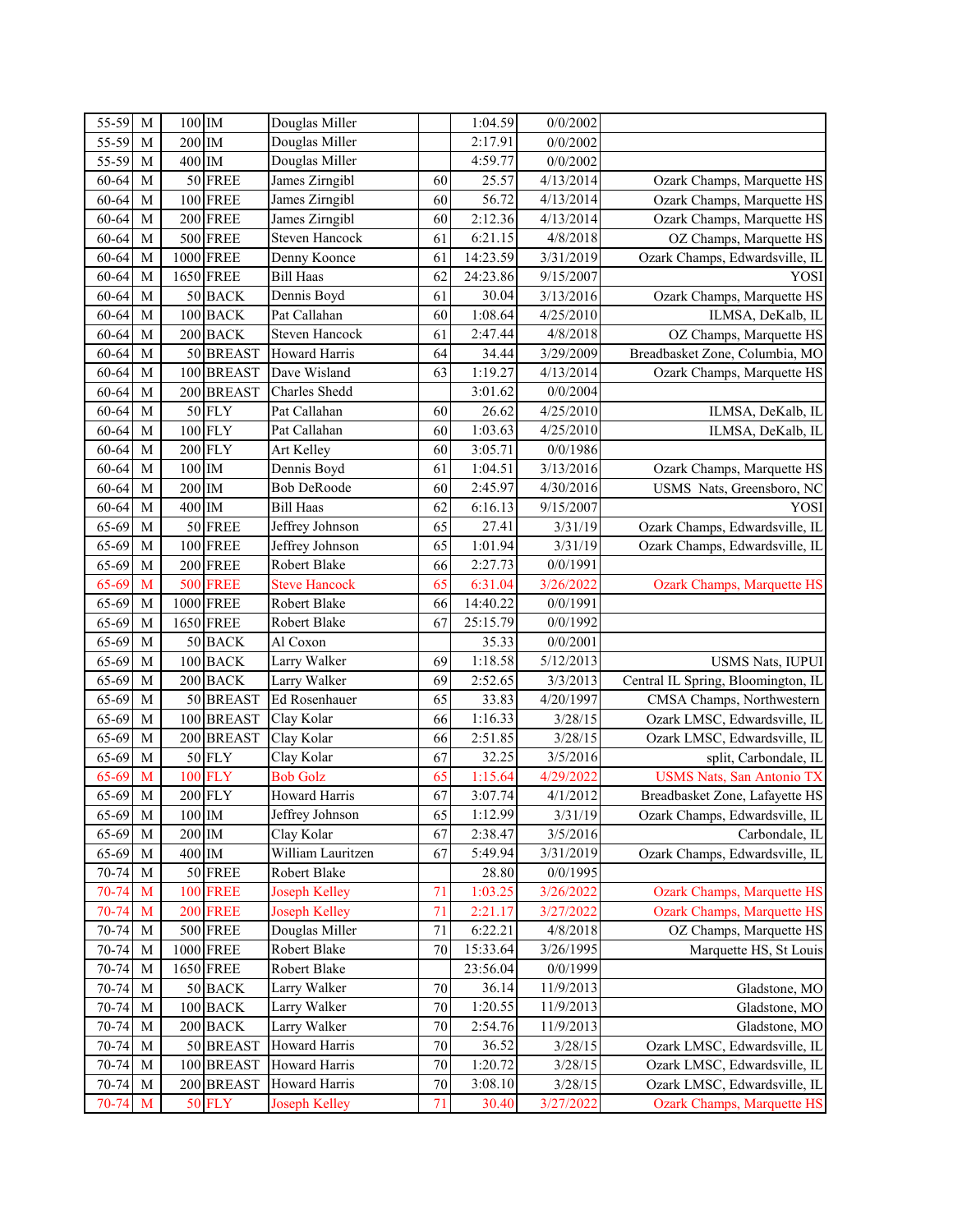| | | | | | | | | |
|---|---|---|---|---|---|---|---|---|
| 55-59 | M | 100 | IM | Douglas Miller | | 1:04.59 | 0/0/2002 | |
| 55-59 | M | 200 | IM | Douglas Miller | | 2:17.91 | 0/0/2002 | |
| 55-59 | M | 400 | IM | Douglas Miller | | 4:59.77 | 0/0/2002 | |
| 60-64 | M | 50 | FREE | James Zirngibl | 60 | 25.57 | 4/13/2014 | Ozark Champs, Marquette HS |
| 60-64 | M | 100 | FREE | James Zirngibl | 60 | 56.72 | 4/13/2014 | Ozark Champs, Marquette HS |
| 60-64 | M | 200 | FREE | James Zirngibl | 60 | 2:12.36 | 4/13/2014 | Ozark Champs, Marquette HS |
| 60-64 | M | 500 | FREE | Steven Hancock | 61 | 6:21.15 | 4/8/2018 | OZ Champs, Marquette HS |
| 60-64 | M | 1000 | FREE | Denny Koonce | 61 | 14:23.59 | 3/31/2019 | Ozark Champs, Edwardsville, IL |
| 60-64 | M | 1650 | FREE | Bill Haas | 62 | 24:23.86 | 9/15/2007 | YOSI |
| 60-64 | M | 50 | BACK | Dennis Boyd | 61 | 30.04 | 3/13/2016 | Ozark Champs, Marquette HS |
| 60-64 | M | 100 | BACK | Pat Callahan | 60 | 1:08.64 | 4/25/2010 | ILMSA, DeKalb, IL |
| 60-64 | M | 200 | BACK | Steven Hancock | 61 | 2:47.44 | 4/8/2018 | OZ Champs, Marquette HS |
| 60-64 | M | 50 | BREAST | Howard Harris | 64 | 34.44 | 3/29/2009 | Breadbasket Zone, Columbia, MO |
| 60-64 | M | 100 | BREAST | Dave Wisland | 63 | 1:19.27 | 4/13/2014 | Ozark Champs, Marquette HS |
| 60-64 | M | 200 | BREAST | Charles Shedd | | 3:01.62 | 0/0/2004 | |
| 60-64 | M | 50 | FLY | Pat Callahan | 60 | 26.62 | 4/25/2010 | ILMSA, DeKalb, IL |
| 60-64 | M | 100 | FLY | Pat Callahan | 60 | 1:03.63 | 4/25/2010 | ILMSA, DeKalb, IL |
| 60-64 | M | 200 | FLY | Art Kelley | 60 | 3:05.71 | 0/0/1986 | |
| 60-64 | M | 100 | IM | Dennis Boyd | 61 | 1:04.51 | 3/13/2016 | Ozark Champs, Marquette HS |
| 60-64 | M | 200 | IM | Bob DeRoode | 60 | 2:45.97 | 4/30/2016 | USMS Nats, Greensboro, NC |
| 60-64 | M | 400 | IM | Bill Haas | 62 | 6:16.13 | 9/15/2007 | YOSI |
| 65-69 | M | 50 | FREE | Jeffrey Johnson | 65 | 27.41 | 3/31/19 | Ozark Champs, Edwardsville, IL |
| 65-69 | M | 100 | FREE | Jeffrey Johnson | 65 | 1:01.94 | 3/31/19 | Ozark Champs, Edwardsville, IL |
| 65-69 | M | 200 | FREE | Robert Blake | 66 | 2:27.73 | 0/0/1991 | |
| 65-69 | M | 500 | FREE | Steve Hancock | 65 | 6:31.04 | 3/26/2022 | Ozark Champs, Marquette HS |
| 65-69 | M | 1000 | FREE | Robert Blake | 66 | 14:40.22 | 0/0/1991 | |
| 65-69 | M | 1650 | FREE | Robert Blake | 67 | 25:15.79 | 0/0/1992 | |
| 65-69 | M | 50 | BACK | Al Coxon | | 35.33 | 0/0/2001 | |
| 65-69 | M | 100 | BACK | Larry Walker | 69 | 1:18.58 | 5/12/2013 | USMS Nats, IUPUI |
| 65-69 | M | 200 | BACK | Larry Walker | 69 | 2:52.65 | 3/3/2013 | Central IL Spring, Bloomington, IL |
| 65-69 | M | 50 | BREAST | Ed Rosenhauer | 65 | 33.83 | 4/20/1997 | CMSA Champs, Northwestern |
| 65-69 | M | 100 | BREAST | Clay Kolar | 66 | 1:16.33 | 3/28/15 | Ozark LMSC, Edwardsville, IL |
| 65-69 | M | 200 | BREAST | Clay Kolar | 66 | 2:51.85 | 3/28/15 | Ozark LMSC, Edwardsville, IL |
| 65-69 | M | 50 | FLY | Clay Kolar | 67 | 32.25 | 3/5/2016 | split, Carbondale, IL |
| 65-69 | M | 100 | FLY | Bob Golz | 65 | 1:15.64 | 4/29/2022 | USMS Nats, San Antonio TX |
| 65-69 | M | 200 | FLY | Howard Harris | 67 | 3:07.74 | 4/1/2012 | Breadbasket Zone, Lafayette HS |
| 65-69 | M | 100 | IM | Jeffrey Johnson | 65 | 1:12.99 | 3/31/19 | Ozark Champs, Edwardsville, IL |
| 65-69 | M | 200 | IM | Clay Kolar | 67 | 2:38.47 | 3/5/2016 | Carbondale, IL |
| 65-69 | M | 400 | IM | William Lauritzen | 67 | 5:49.94 | 3/31/2019 | Ozark Champs, Edwardsville, IL |
| 70-74 | M | 50 | FREE | Robert Blake | | 28.80 | 0/0/1995 | |
| 70-74 | M | 100 | FREE | Joseph Kelley | 71 | 1:03.25 | 3/26/2022 | Ozark Champs, Marquette HS |
| 70-74 | M | 200 | FREE | Joseph Kelley | 71 | 2:21.17 | 3/27/2022 | Ozark Champs, Marquette HS |
| 70-74 | M | 500 | FREE | Douglas Miller | 71 | 6:22.21 | 4/8/2018 | OZ Champs, Marquette HS |
| 70-74 | M | 1000 | FREE | Robert Blake | 70 | 15:33.64 | 3/26/1995 | Marquette HS, St Louis |
| 70-74 | M | 1650 | FREE | Robert Blake | | 23:56.04 | 0/0/1999 | |
| 70-74 | M | 50 | BACK | Larry Walker | 70 | 36.14 | 11/9/2013 | Gladstone, MO |
| 70-74 | M | 100 | BACK | Larry Walker | 70 | 1:20.55 | 11/9/2013 | Gladstone, MO |
| 70-74 | M | 200 | BACK | Larry Walker | 70 | 2:54.76 | 11/9/2013 | Gladstone, MO |
| 70-74 | M | 50 | BREAST | Howard Harris | 70 | 36.52 | 3/28/15 | Ozark LMSC, Edwardsville, IL |
| 70-74 | M | 100 | BREAST | Howard Harris | 70 | 1:20.72 | 3/28/15 | Ozark LMSC, Edwardsville, IL |
| 70-74 | M | 200 | BREAST | Howard Harris | 70 | 3:08.10 | 3/28/15 | Ozark LMSC, Edwardsville, IL |
| 70-74 | M | 50 | FLY | Joseph Kelley | 71 | 30.40 | 3/27/2022 | Ozark Champs, Marquette HS |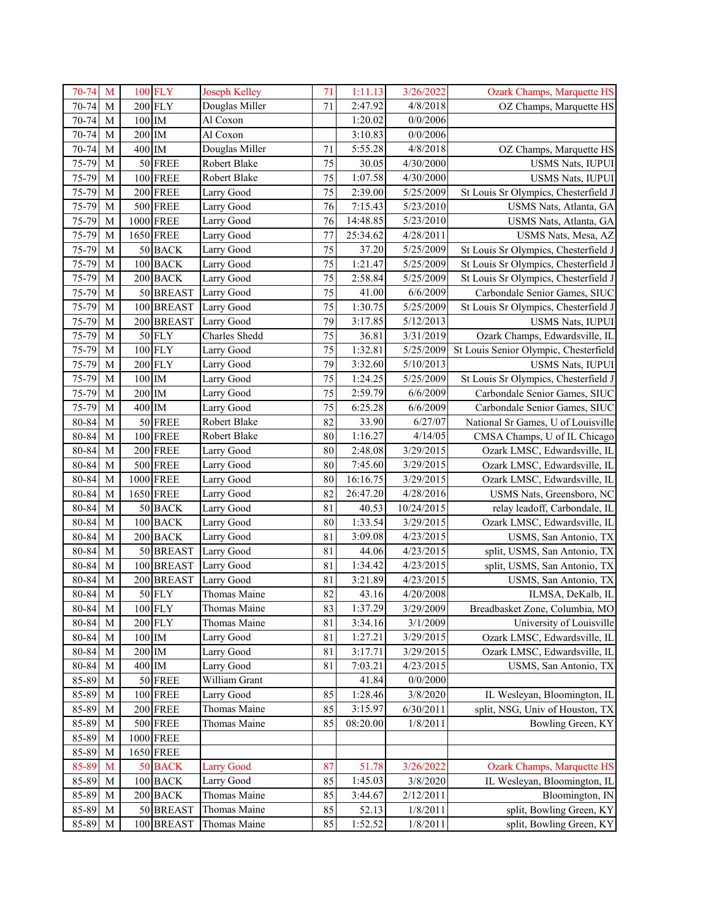| | | | | | | | | |
|---|---|---|---|---|---|---|---|---|
| 70-74 | M | 100 | FLY | Joseph Kelley | 71 | 1:11.13 | 3/26/2022 | Ozark Champs, Marquette HS |
| 70-74 | M | 200 | FLY | Douglas Miller | 71 | 2:47.92 | 4/8/2018 | OZ Champs, Marquette HS |
| 70-74 | M | 100 | IM | Al Coxon | | 1:20.02 | 0/0/2006 | |
| 70-74 | M | 200 | IM | Al Coxon | | 3:10.83 | 0/0/2006 | |
| 70-74 | M | 400 | IM | Douglas Miller | 71 | 5:55.28 | 4/8/2018 | OZ Champs, Marquette HS |
| 75-79 | M | 50 | FREE | Robert Blake | 75 | 30.05 | 4/30/2000 | USMS Nats, IUPUI |
| 75-79 | M | 100 | FREE | Robert Blake | 75 | 1:07.58 | 4/30/2000 | USMS Nats, IUPUI |
| 75-79 | M | 200 | FREE | Larry Good | 75 | 2:39.00 | 5/25/2009 | St Louis Sr Olympics, Chesterfield J |
| 75-79 | M | 500 | FREE | Larry Good | 76 | 7:15.43 | 5/23/2010 | USMS Nats, Atlanta, GA |
| 75-79 | M | 1000 | FREE | Larry Good | 76 | 14:48.85 | 5/23/2010 | USMS Nats, Atlanta, GA |
| 75-79 | M | 1650 | FREE | Larry Good | 77 | 25:34.62 | 4/28/2011 | USMS Nats, Mesa, AZ |
| 75-79 | M | 50 | BACK | Larry Good | 75 | 37.20 | 5/25/2009 | St Louis Sr Olympics, Chesterfield J |
| 75-79 | M | 100 | BACK | Larry Good | 75 | 1:21.47 | 5/25/2009 | St Louis Sr Olympics, Chesterfield J |
| 75-79 | M | 200 | BACK | Larry Good | 75 | 2:58.84 | 5/25/2009 | St Louis Sr Olympics, Chesterfield J |
| 75-79 | M | 50 | BREAST | Larry Good | 75 | 41.00 | 6/6/2009 | Carbondale Senior Games, SIUC |
| 75-79 | M | 100 | BREAST | Larry Good | 75 | 1:30.75 | 5/25/2009 | St Louis Sr Olympics, Chesterfield J |
| 75-79 | M | 200 | BREAST | Larry Good | 79 | 3:17.85 | 5/12/2013 | USMS Nats, IUPUI |
| 75-79 | M | 50 | FLY | Charles Shedd | 75 | 36.81 | 3/31/2019 | Ozark Champs, Edwardsville, IL |
| 75-79 | M | 100 | FLY | Larry Good | 75 | 1:32.81 | 5/25/2009 | St Louis Senior Olympic, Chesterfield |
| 75-79 | M | 200 | FLY | Larry Good | 79 | 3:32.60 | 5/10/2013 | USMS Nats, IUPUI |
| 75-79 | M | 100 | IM | Larry Good | 75 | 1:24.25 | 5/25/2009 | St Louis Sr Olympics, Chesterfield J |
| 75-79 | M | 200 | IM | Larry Good | 75 | 2:59.79 | 6/6/2009 | Carbondale Senior Games, SIUC |
| 75-79 | M | 400 | IM | Larry Good | 75 | 6:25.28 | 6/6/2009 | Carbondale Senior Games, SIUC |
| 80-84 | M | 50 | FREE | Robert Blake | 82 | 33.90 | 6/27/07 | National Sr Games, U of Louisville |
| 80-84 | M | 100 | FREE | Robert Blake | 80 | 1:16.27 | 4/14/05 | CMSA Champs, U of IL Chicago |
| 80-84 | M | 200 | FREE | Larry Good | 80 | 2:48.08 | 3/29/2015 | Ozark LMSC, Edwardsville, IL |
| 80-84 | M | 500 | FREE | Larry Good | 80 | 7:45.60 | 3/29/2015 | Ozark LMSC, Edwardsville, IL |
| 80-84 | M | 1000 | FREE | Larry Good | 80 | 16:16.75 | 3/29/2015 | Ozark LMSC, Edwardsville, IL |
| 80-84 | M | 1650 | FREE | Larry Good | 82 | 26:47.20 | 4/28/2016 | USMS Nats, Greensboro, NC |
| 80-84 | M | 50 | BACK | Larry Good | 81 | 40.53 | 10/24/2015 | relay leadoff, Carbondale, IL |
| 80-84 | M | 100 | BACK | Larry Good | 80 | 1:33.54 | 3/29/2015 | Ozark LMSC, Edwardsville, IL |
| 80-84 | M | 200 | BACK | Larry Good | 81 | 3:09.08 | 4/23/2015 | USMS, San Antonio, TX |
| 80-84 | M | 50 | BREAST | Larry Good | 81 | 44.06 | 4/23/2015 | split, USMS, San Antonio, TX |
| 80-84 | M | 100 | BREAST | Larry Good | 81 | 1:34.42 | 4/23/2015 | split, USMS, San Antonio, TX |
| 80-84 | M | 200 | BREAST | Larry Good | 81 | 3:21.89 | 4/23/2015 | USMS, San Antonio, TX |
| 80-84 | M | 50 | FLY | Thomas Maine | 82 | 43.16 | 4/20/2008 | ILMSA, DeKalb, IL |
| 80-84 | M | 100 | FLY | Thomas Maine | 83 | 1:37.29 | 3/29/2009 | Breadbasket Zone, Columbia, MO |
| 80-84 | M | 200 | FLY | Thomas Maine | 81 | 3:34.16 | 3/1/2009 | University of Louisville |
| 80-84 | M | 100 | IM | Larry Good | 81 | 1:27.21 | 3/29/2015 | Ozark LMSC, Edwardsville, IL |
| 80-84 | M | 200 | IM | Larry Good | 81 | 3:17.71 | 3/29/2015 | Ozark LMSC, Edwardsville, IL |
| 80-84 | M | 400 | IM | Larry Good | 81 | 7:03.21 | 4/23/2015 | USMS, San Antonio, TX |
| 85-89 | M | 50 | FREE | William Grant | | 41.84 | 0/0/2000 | |
| 85-89 | M | 100 | FREE | Larry Good | 85 | 1:28.46 | 3/8/2020 | IL Wesleyan, Bloomington, IL |
| 85-89 | M | 200 | FREE | Thomas Maine | 85 | 3:15.97 | 6/30/2011 | split, NSG, Univ of Houston, TX |
| 85-89 | M | 500 | FREE | Thomas Maine | 85 | 08:20.00 | 1/8/2011 | Bowling Green, KY |
| 85-89 | M | 1000 | FREE | | | | | |
| 85-89 | M | 1650 | FREE | | | | | |
| 85-89 | M | 50 | BACK | Larry Good | 87 | 51.78 | 3/26/2022 | Ozark Champs, Marquette HS |
| 85-89 | M | 100 | BACK | Larry Good | 85 | 1:45.03 | 3/8/2020 | IL Wesleyan, Bloomington, IL |
| 85-89 | M | 200 | BACK | Thomas Maine | 85 | 3:44.67 | 2/12/2011 | Bloomington, IN |
| 85-89 | M | 50 | BREAST | Thomas Maine | 85 | 52.13 | 1/8/2011 | split, Bowling Green, KY |
| 85-89 | M | 100 | BREAST | Thomas Maine | 85 | 1:52.52 | 1/8/2011 | split, Bowling Green, KY |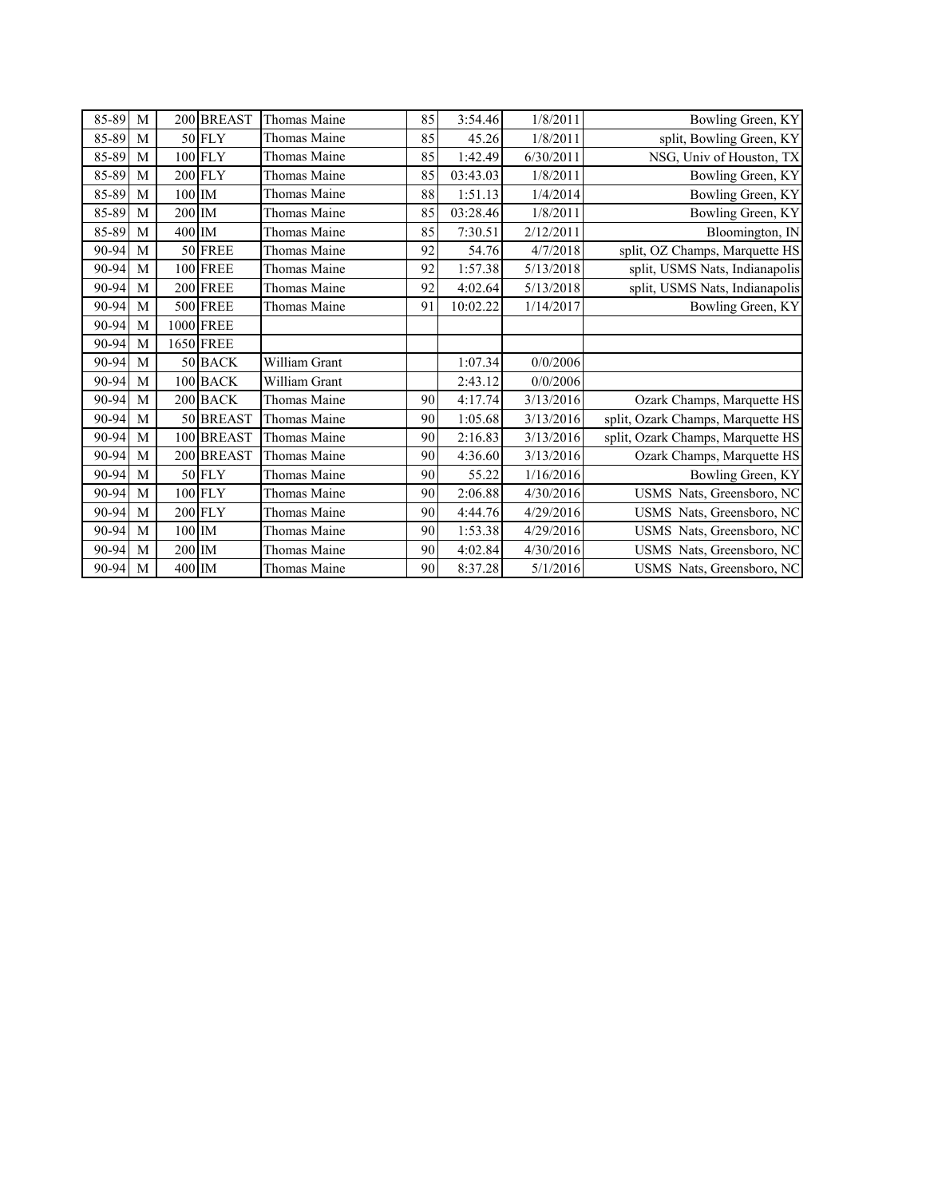| | | | | | | | | |
|---|---|---|---|---|---|---|---|---|
| 85-89 | M | 200 | BREAST | Thomas Maine | 85 | 3:54.46 | 1/8/2011 | Bowling Green, KY |
| 85-89 | M | 50 | FLY | Thomas Maine | 85 | 45.26 | 1/8/2011 | split, Bowling Green, KY |
| 85-89 | M | 100 | FLY | Thomas Maine | 85 | 1:42.49 | 6/30/2011 | NSG, Univ of Houston, TX |
| 85-89 | M | 200 | FLY | Thomas Maine | 85 | 03:43.03 | 1/8/2011 | Bowling Green, KY |
| 85-89 | M | 100 | IM | Thomas Maine | 88 | 1:51.13 | 1/4/2014 | Bowling Green, KY |
| 85-89 | M | 200 | IM | Thomas Maine | 85 | 03:28.46 | 1/8/2011 | Bowling Green, KY |
| 85-89 | M | 400 | IM | Thomas Maine | 85 | 7:30.51 | 2/12/2011 | Bloomington, IN |
| 90-94 | M | 50 | FREE | Thomas Maine | 92 | 54.76 | 4/7/2018 | split, OZ Champs, Marquette HS |
| 90-94 | M | 100 | FREE | Thomas Maine | 92 | 1:57.38 | 5/13/2018 | split, USMS Nats, Indianapolis |
| 90-94 | M | 200 | FREE | Thomas Maine | 92 | 4:02.64 | 5/13/2018 | split, USMS Nats, Indianapolis |
| 90-94 | M | 500 | FREE | Thomas Maine | 91 | 10:02.22 | 1/14/2017 | Bowling Green, KY |
| 90-94 | M | 1000 | FREE | | | | | |
| 90-94 | M | 1650 | FREE | | | | | |
| 90-94 | M | 50 | BACK | William Grant | | 1:07.34 | 0/0/2006 | |
| 90-94 | M | 100 | BACK | William Grant | | 2:43.12 | 0/0/2006 | |
| 90-94 | M | 200 | BACK | Thomas Maine | 90 | 4:17.74 | 3/13/2016 | Ozark Champs, Marquette HS |
| 90-94 | M | 50 | BREAST | Thomas Maine | 90 | 1:05.68 | 3/13/2016 | split, Ozark Champs, Marquette HS |
| 90-94 | M | 100 | BREAST | Thomas Maine | 90 | 2:16.83 | 3/13/2016 | split, Ozark Champs, Marquette HS |
| 90-94 | M | 200 | BREAST | Thomas Maine | 90 | 4:36.60 | 3/13/2016 | Ozark Champs, Marquette HS |
| 90-94 | M | 50 | FLY | Thomas Maine | 90 | 55.22 | 1/16/2016 | Bowling Green, KY |
| 90-94 | M | 100 | FLY | Thomas Maine | 90 | 2:06.88 | 4/30/2016 | USMS Nats, Greensboro, NC |
| 90-94 | M | 200 | FLY | Thomas Maine | 90 | 4:44.76 | 4/29/2016 | USMS Nats, Greensboro, NC |
| 90-94 | M | 100 | IM | Thomas Maine | 90 | 1:53.38 | 4/29/2016 | USMS Nats, Greensboro, NC |
| 90-94 | M | 200 | IM | Thomas Maine | 90 | 4:02.84 | 4/30/2016 | USMS Nats, Greensboro, NC |
| 90-94 | M | 400 | IM | Thomas Maine | 90 | 8:37.28 | 5/1/2016 | USMS Nats, Greensboro, NC |